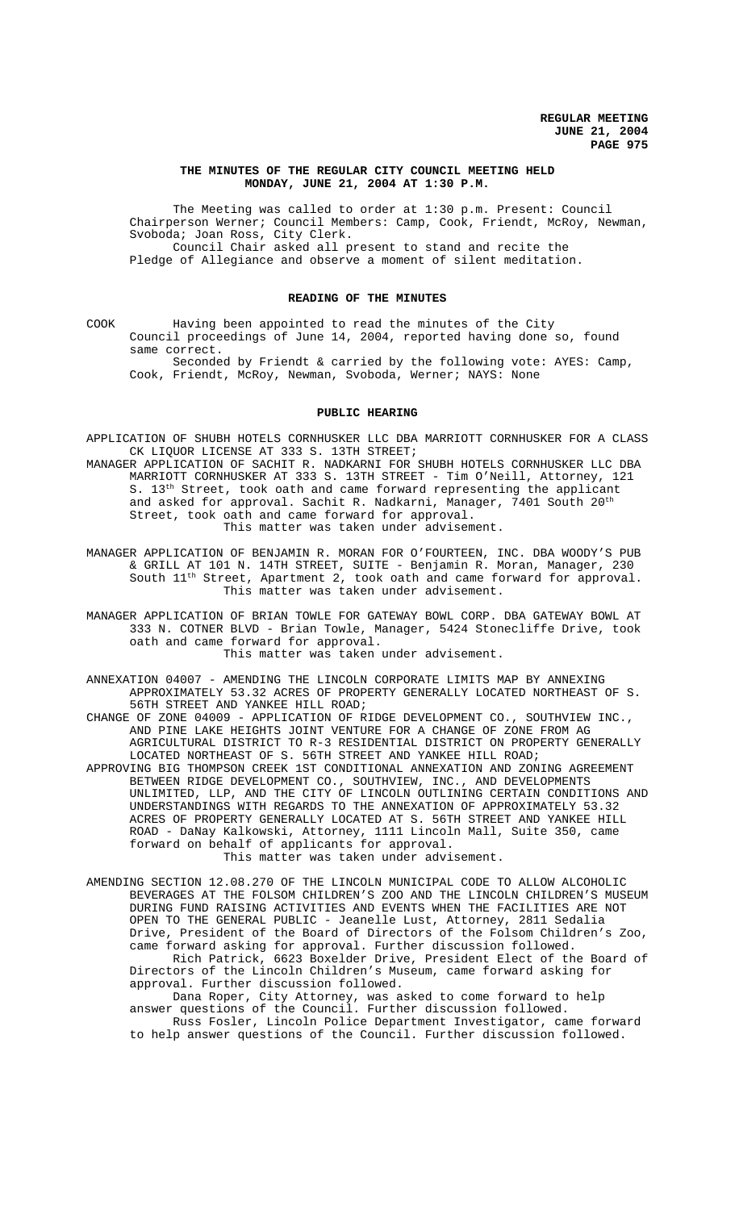**THE MINUTES OF THE REGULAR CITY COUNCIL MEETING HELD MONDAY, JUNE 21, 2004 AT 1:30 P.M.**

The Meeting was called to order at 1:30 p.m. Present: Council Chairperson Werner; Council Members: Camp, Cook, Friendt, McRoy, Newman, Svoboda; Joan Ross, City Clerk.

Council Chair asked all present to stand and recite the Pledge of Allegiance and observe a moment of silent meditation.

## READING OF THE MINUTES

COOK Having been appointed to read the minutes of the City Council proceedings of June 14, 2004, reported having done so, found same correct.

Seconded by Friendt & carried by the following vote: AYES: Camp, Cook, Friendt, McRoy, Newman, Svoboda, Werner; NAYS: None

## PUBLIC HEARING

APPLICATION OF SHUBH HOTELS CORNHUSKER LLC DBA MARRIOTT CORNHUSKER FOR A CLASS CK LIQUOR LICENSE AT 333 S. 13TH STREET;

MANAGER APPLICATION OF SACHIT R. NADKARNI FOR SHUBH HOTELS CORNHUSKER LLC DBA MARRIOTT CORNHUSKER AT 333 S. 13TH STREET - Tim O'Neill, Attorney, 121 S. 13th Street, took oath and came forward representing the applicant and asked for approval. Sachit R. Nadkarni, Manager, 7401 South 20th Street, took oath and came forward for approval.

This matter was taken under advisement.

MANAGER APPLICATION OF BENJAMIN R. MORAN FOR O'FOURTEEN, INC. DBA WOODY'S PUB & GRILL AT 101 N. 14TH STREET, SUITE - Benjamin R. Moran, Manager, 230 South 11th Street, Apartment 2, took oath and came forward for approval.

This matter was taken under advisement.

MANAGER APPLICATION OF BRIAN TOWLE FOR GATEWAY BOWL CORP. DBA GATEWAY BOWL AT 333 N. COTNER BLVD - Brian Towle, Manager, 5424 Stonecliffe Drive, took oath and came forward for approval.

This matter was taken under advisement.

ANNEXATION 04007 - AMENDING THE LINCOLN CORPORATE LIMITS MAP BY ANNEXING APPROXIMATELY 53.32 ACRES OF PROPERTY GENERALLY LOCATED NORTHEAST OF S. 56TH STREET AND YANKEE HILL ROAD;

CHANGE OF ZONE 04009 - APPLICATION OF RIDGE DEVELOPMENT CO., SOUTHVIEW INC., AND PINE LAKE HEIGHTS JOINT VENTURE FOR A CHANGE OF ZONE FROM AG AGRICULTURAL DISTRICT TO R-3 RESIDENTIAL DISTRICT ON PROPERTY GENERALLY LOCATED NORTHEAST OF S. 56TH STREET AND YANKEE HILL ROAD;

APPROVING BIG THOMPSON CREEK 1ST CONDITIONAL ANNEXATION AND ZONING AGREEMENT BETWEEN RIDGE DEVELOPMENT CO., SOUTHVIEW, INC., AND DEVELOPMENTS UNLIMITED, LLP, AND THE CITY OF LINCOLN OUTLINING CERTAIN CONDITIONS AND UNDERSTANDINGS WITH REGARDS TO THE ANNEXATION OF APPROXIMATELY 53.32 ACRES OF PROPERTY GENERALLY LOCATED AT S. 56TH STREET AND YANKEE HILL ROAD - DaNay Kalkowski, Attorney, 1111 Lincoln Mall, Suite 350, came forward on behalf of applicants for approval.

This matter was taken under advisement.

AMENDING SECTION 12.08.270 OF THE LINCOLN MUNICIPAL CODE TO ALLOW ALCOHOLIC BEVERAGES AT THE FOLSOM CHILDREN'S ZOO AND THE LINCOLN CHILDREN'S MUSEUM DURING FUND RAISING ACTIVITIES AND EVENTS WHEN THE FACILITIES ARE NOT OPEN TO THE GENERAL PUBLIC - Jeanelle Lust, Attorney, 2811 Sedalia Drive, President of the Board of Directors of the Folsom Children's Zoo, came forward asking for approval. Further discussion followed.

Rich Patrick, 6623 Boxelder Drive, President Elect of the Board of Directors of the Lincoln Children's Museum, came forward asking for approval. Further discussion followed.

Dana Roper, City Attorney, was asked to come forward to help answer questions of the Council. Further discussion followed.

Russ Fosler, Lincoln Police Department Investigator, came forward to help answer questions of the Council. Further discussion followed.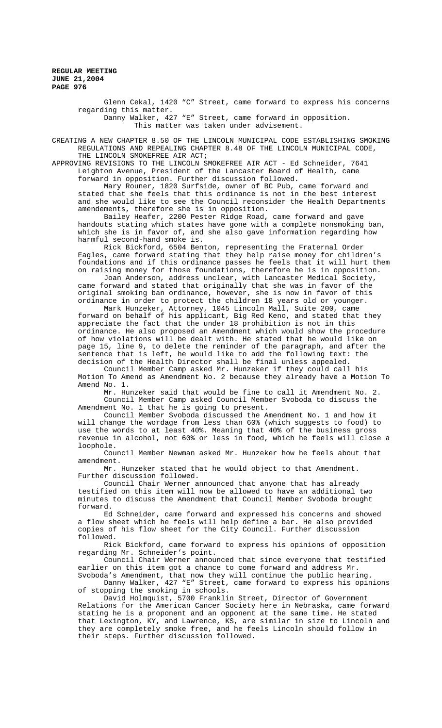Glenn Cekal, 1420 "C" Street, came forward to express his concerns regarding this matter.

Danny Walker, 427 "E" Street, came forward in opposition.

This matter was taken under advisement.

CREATING A NEW CHAPTER 8.50 OF THE LINCOLN MUNICIPAL CODE ESTABLISHING SMOKING REGULATIONS AND REPEALING CHAPTER 8.48 OF THE LINCOLN MUNICIPAL CODE, THE LINCOLN SMOKEFREE AIR ACT;

APPROVING REVISIONS TO THE LINCOLN SMOKEFREE AIR ACT - Ed Schneider, 7641 Leighton Avenue, President of the Lancaster Board of Health, came forward in opposition. Further discussion followed.

Mary Rouner, 1820 Surfside, owner of BC Pub, came forward and stated that she feels that this ordinance is not in the best interest and she would like to see the Council reconsider the Health Departments amendements, therefore she is in opposition.

Bailey Heafer, 2200 Pester Ridge Road, came forward and gave handouts stating which states have gone with a complete nonsmoking ban, which she is in favor of, and she also gave information regarding how harmful second-hand smoke is.

Rick Bickford, 6504 Benton, representing the Fraternal Order Eagles, came forward stating that they help raise money for children's foundations and if this ordinance passes he feels that it will hurt them on raising money for those foundations, therefore he is in opposition.

Joan Anderson, address unclear, with Lancaster Medical Society, came forward and stated that originally that she was in favor of the original smoking ban ordinance, however, she is now in favor of this ordinance in order to protect the children 18 years old or younger.

Mark Hunzeker, Attorney, 1045 Lincoln Mall, Suite 200, came forward on behalf of his applicant, Big Red Keno, and stated that they appreciate the fact that the under 18 prohibition is not in this ordinance. He also proposed an Amendment which would show the procedure of how violations will be dealt with. He stated that he would like on page 15, line 9, to delete the reminder of the paragraph, and after the sentence that is left, he would like to add the following text: the decision of the Health Director shall be final unless appealed.

Council Member Camp asked Mr. Hunzeker if they could call his Motion To Amend as Amendment No. 2 because they already have a Motion To Amend No. 1.

Mr. Hunzeker said that would be fine to call it Amendment No. 2.

Council Member Camp asked Council Member Svoboda to discuss the Amendment No. 1 that he is going to present.

Council Member Svoboda discussed the Amendment No. 1 and how it will change the wordage from less than 60% (which suggests to food) to use the words to at least 40%. Meaning that 40% of the business gross revenue in alcohol, not 60% or less in food, which he feels will close a loophole.

Council Member Newman asked Mr. Hunzeker how he feels about that amendment.

Mr. Hunzeker stated that he would object to that Amendment. Further discussion followed.

Council Chair Werner announced that anyone that has already testified on this item will now be allowed to have an additional two minutes to discuss the Amendment that Council Member Svoboda brought forward.

Ed Schneider, came forward and expressed his concerns and showed a flow sheet which he feels will help define a bar. He also provided copies of his flow sheet for the City Council. Further discussion followed.

Rick Bickford, came forward to express his opinions of opposition regarding Mr. Schneider's point.

Council Chair Werner announced that since everyone that testified earlier on this item got a chance to come forward and address Mr. Svoboda's Amendment, that now they will continue the public hearing.

Danny Walker, 427 "E" Street, came forward to express his opinions of stopping the smoking in schools.

David Holmquist, 5700 Franklin Street, Director of Government Relations for the American Cancer Society here in Nebraska, came forward stating he is a proponent and an opponent at the same time. He stated that Lexington, KY, and Lawrence, KS, are similar in size to Lincoln and they are completely smoke free, and he feels Lincoln should follow in their steps. Further discussion followed.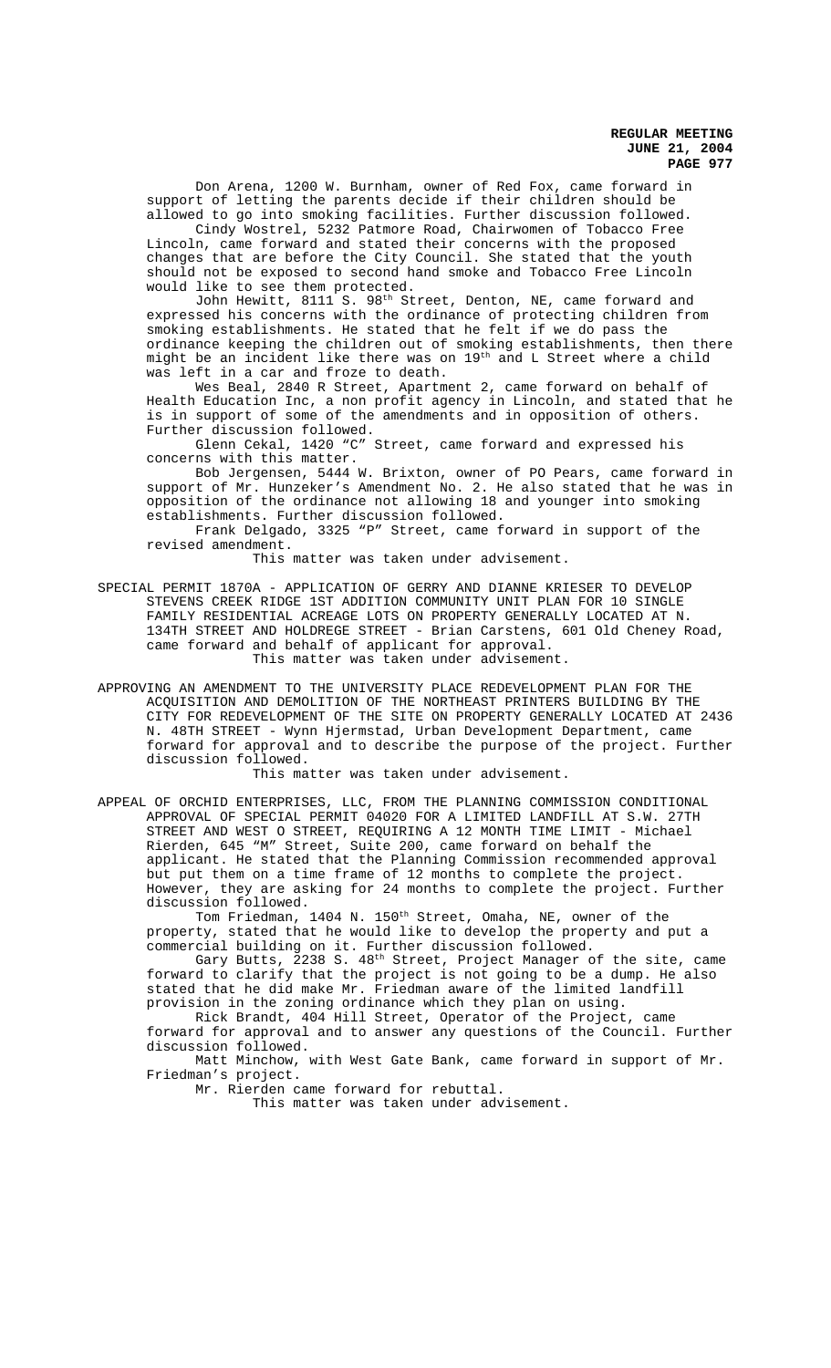Don Arena, 1200 W. Burnham, owner of Red Fox, came forward in support of letting the parents decide if their children should be allowed to go into smoking facilities. Further discussion followed.

Cindy Wostrel, 5232 Patmore Road, Chairwomen of Tobacco Free Lincoln, came forward and stated their concerns with the proposed changes that are before the City Council. She stated that the youth should not be exposed to second hand smoke and Tobacco Free Lincoln would like to see them protected.

John Hewitt, 8111 S. 98th Street, Denton, NE, came forward and expressed his concerns with the ordinance of protecting children from smoking establishments. He stated that he felt if we do pass the ordinance keeping the children out of smoking establishments, then there might be an incident like there was on 19th and L Street where a child was left in a car and froze to death.

Wes Beal, 2840 R Street, Apartment 2, came forward on behalf of Health Education Inc, a non profit agency in Lincoln, and stated that he is in support of some of the amendments and in opposition of others. Further discussion followed.

Glenn Cekal, 1420 "C" Street, came forward and expressed his concerns with this matter.

Bob Jergensen, 5444 W. Brixton, owner of PO Pears, came forward in support of Mr. Hunzeker's Amendment No. 2. He also stated that he was in opposition of the ordinance not allowing 18 and younger into smoking establishments. Further discussion followed.

Frank Delgado, 3325 "P" Street, came forward in support of the revised amendment.

This matter was taken under advisement.

SPECIAL PERMIT 1870A - APPLICATION OF GERRY AND DIANNE KRIESER TO DEVELOP STEVENS CREEK RIDGE 1ST ADDITION COMMUNITY UNIT PLAN FOR 10 SINGLE FAMILY RESIDENTIAL ACREAGE LOTS ON PROPERTY GENERALLY LOCATED AT N. 134TH STREET AND HOLDREGE STREET - Brian Carstens, 601 Old Cheney Road, came forward and behalf of applicant for approval.

This matter was taken under advisement.

APPROVING AN AMENDMENT TO THE UNIVERSITY PLACE REDEVELOPMENT PLAN FOR THE ACQUISITION AND DEMOLITION OF THE NORTHEAST PRINTERS BUILDING BY THE CITY FOR REDEVELOPMENT OF THE SITE ON PROPERTY GENERALLY LOCATED AT 2436 N. 48TH STREET - Wynn Hjermstad, Urban Development Department, came forward for approval and to describe the purpose of the project. Further discussion followed.

This matter was taken under advisement.

APPEAL OF ORCHID ENTERPRISES, LLC, FROM THE PLANNING COMMISSION CONDITIONAL APPROVAL OF SPECIAL PERMIT 04020 FOR A LIMITED LANDFILL AT S.W. 27TH STREET AND WEST O STREET, REQUIRING A 12 MONTH TIME LIMIT - Michael Rierden, 645 "M" Street, Suite 200, came forward on behalf the applicant. He stated that the Planning Commission recommended approval but put them on a time frame of 12 months to complete the project. However, they are asking for 24 months to complete the project. Further discussion followed.

Tom Friedman, 1404 N. 150th Street, Omaha, NE, owner of the property, stated that he would like to develop the property and put a commercial building on it. Further discussion followed.

Gary Butts, 2238 S. 48th Street, Project Manager of the site, came forward to clarify that the project is not going to be a dump. He also stated that he did make Mr. Friedman aware of the limited landfill provision in the zoning ordinance which they plan on using.

Rick Brandt, 404 Hill Street, Operator of the Project, came forward for approval and to answer any questions of the Council. Further discussion followed.

Matt Minchow, with West Gate Bank, came forward in support of Mr. Friedman's project.

Mr. Rierden came forward for rebuttal.

This matter was taken under advisement.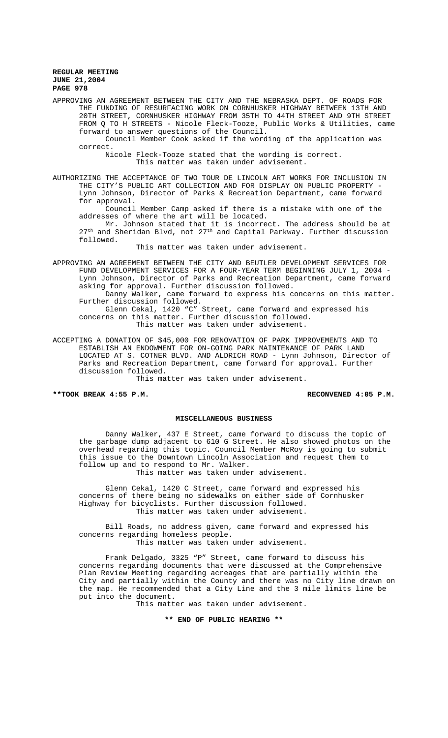APPROVING AN AGREEMENT BETWEEN THE CITY AND THE NEBRASKA DEPT. OF ROADS FOR THE FUNDING OF RESURFACING WORK ON CORNHUSKER HIGHWAY BETWEEN 13TH AND 20TH STREET, CORNHUSKER HIGHWAY FROM 35TH TO 44TH STREET AND 9TH STREET FROM Q TO H STREETS - Nicole Fleck-Tooze, Public Works & Utilities, came forward to answer questions of the Council.

Council Member Cook asked if the wording of the application was correct.

Nicole Fleck-Tooze stated that the wording is correct.

This matter was taken under advisement.

AUTHORIZING THE ACCEPTANCE OF TWO TOUR DE LINCOLN ART WORKS FOR INCLUSION IN THE CITY'S PUBLIC ART COLLECTION AND FOR DISPLAY ON PUBLIC PROPERTY - Lynn Johnson, Director of Parks & Recreation Department, came forward for approval.

Council Member Camp asked if there is a mistake with one of the addresses of where the art will be located.

Mr. Johnson stated that it is incorrect. The address should be at 27th and Sheridan Blvd, not 27th and Capital Parkway. Further discussion followed.

This matter was taken under advisement.

APPROVING AN AGREEMENT BETWEEN THE CITY AND BEUTLER DEVELOPMENT SERVICES FOR FUND DEVELOPMENT SERVICES FOR A FOUR-YEAR TERM BEGINNING JULY 1, 2004 - Lynn Johnson, Director of Parks and Recreation Department, came forward asking for approval. Further discussion followed.

Danny Walker, came forward to express his concerns on this matter. Further discussion followed.

Glenn Cekal, 1420 "C" Street, came forward and expressed his concerns on this matter. Further discussion followed.

This matter was taken under advisement.

ACCEPTING A DONATION OF $45,000 FOR RENOVATION OF PARK IMPROVEMENTS AND TO ESTABLISH AN ENDOWMENT FOR ON-GOING PARK MAINTENANCE OF PARK LAND LOCATED AT S. COTNER BLVD. AND ALDRICH ROAD - Lynn Johnson, Director of Parks and Recreation Department, came forward for approval. Further discussion followed.

This matter was taken under advisement.

**\*\*TOOK BREAK 4:55 P.M. RECONVENED 4:05 P.M.**

## MISCELLANEOUS BUSINESS

Danny Walker, 437 E Street, came forward to discuss the topic of the garbage dump adjacent to 610 G Street. He also showed photos on the overhead regarding this topic. Council Member McRoy is going to submit this issue to the Downtown Lincoln Association and request them to follow up and to respond to Mr. Walker.

This matter was taken under advisement.

Glenn Cekal, 1420 C Street, came forward and expressed his concerns of there being no sidewalks on either side of Cornhusker Highway for bicyclists. Further discussion followed.

This matter was taken under advisement.

Bill Roads, no address given, came forward and expressed his concerns regarding homeless people.

This matter was taken under advisement.

Frank Delgado, 3325 "P" Street, came forward to discuss his concerns regarding documents that were discussed at the Comprehensive Plan Review Meeting regarding acreages that are partially within the City and partially within the County and there was no City line drawn on the map. He recommended that a City Line and the 3 mile limits line be put into the document.

This matter was taken under advisement.

**\*\* END OF PUBLIC HEARING \*\***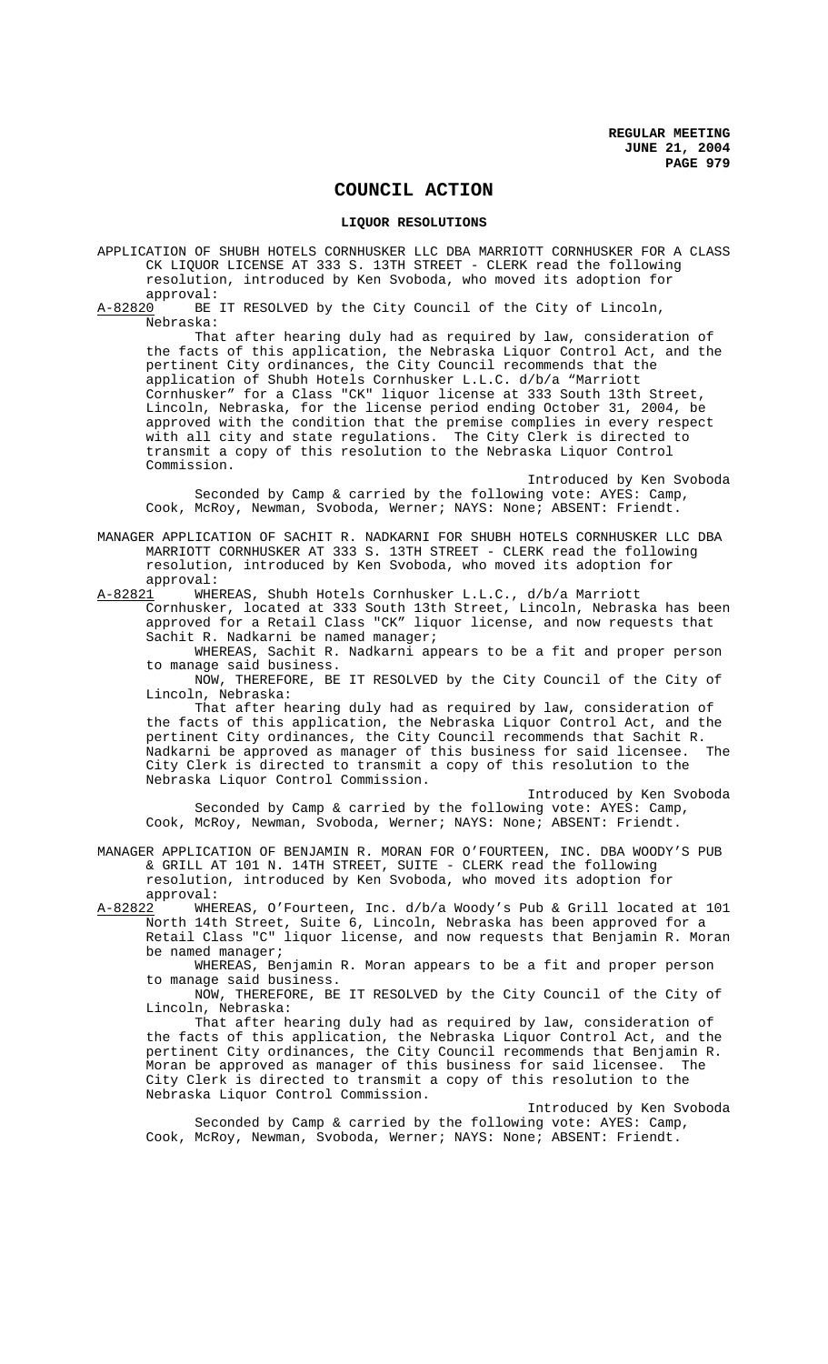# COUNCIL ACTION

## LIQUOR RESOLUTIONS

APPLICATION OF SHUBH HOTELS CORNHUSKER LLC DBA MARRIOTT CORNHUSKER FOR A CLASS CK LIQUOR LICENSE AT 333 S. 13TH STREET - CLERK read the following resolution, introduced by Ken Svoboda, who moved its adoption for approval:

A-82820 BE IT RESOLVED by the City Council of the City of Lincoln, Nebraska:

That after hearing duly had as required by law, consideration of the facts of this application, the Nebraska Liquor Control Act, and the pertinent City ordinances, the City Council recommends that the application of Shubh Hotels Cornhusker L.L.C. d/b/a "Marriott Cornhusker" for a Class "CK" liquor license at 333 South 13th Street, Lincoln, Nebraska, for the license period ending October 31, 2004, be approved with the condition that the premise complies in every respect with all city and state regulations. The City Clerk is directed to transmit a copy of this resolution to the Nebraska Liquor Control Commission.

Introduced by Ken Svoboda

Seconded by Camp & carried by the following vote: AYES: Camp, Cook, McRoy, Newman, Svoboda, Werner; NAYS: None; ABSENT: Friendt.

MANAGER APPLICATION OF SACHIT R. NADKARNI FOR SHUBH HOTELS CORNHUSKER LLC DBA MARRIOTT CORNHUSKER AT 333 S. 13TH STREET - CLERK read the following resolution, introduced by Ken Svoboda, who moved its adoption for approval:

A-82821 WHEREAS, Shubh Hotels Cornhusker L.L.C., d/b/a Marriott Cornhusker, located at 333 South 13th Street, Lincoln, Nebraska has been approved for a Retail Class "CK" liquor license, and now requests that Sachit R. Nadkarni be named manager;

WHEREAS, Sachit R. Nadkarni appears to be a fit and proper person to manage said business.

NOW, THEREFORE, BE IT RESOLVED by the City Council of the City of Lincoln, Nebraska:

That after hearing duly had as required by law, consideration of the facts of this application, the Nebraska Liquor Control Act, and the pertinent City ordinances, the City Council recommends that Sachit R. Nadkarni be approved as manager of this business for said licensee. The City Clerk is directed to transmit a copy of this resolution to the Nebraska Liquor Control Commission.

Introduced by Ken Svoboda

Seconded by Camp & carried by the following vote: AYES: Camp, Cook, McRoy, Newman, Svoboda, Werner; NAYS: None; ABSENT: Friendt.

MANAGER APPLICATION OF BENJAMIN R. MORAN FOR O'FOURTEEN, INC. DBA WOODY'S PUB & GRILL AT 101 N. 14TH STREET, SUITE - CLERK read the following resolution, introduced by Ken Svoboda, who moved its adoption for approval:

A-82822 WHEREAS, O'Fourteen, Inc. d/b/a Woody's Pub & Grill located at 101 North 14th Street, Suite 6, Lincoln, Nebraska has been approved for a Retail Class "C" liquor license, and now requests that Benjamin R. Moran be named manager;

WHEREAS, Benjamin R. Moran appears to be a fit and proper person to manage said business.

NOW, THEREFORE, BE IT RESOLVED by the City Council of the City of Lincoln, Nebraska:

That after hearing duly had as required by law, consideration of the facts of this application, the Nebraska Liquor Control Act, and the pertinent City ordinances, the City Council recommends that Benjamin R. Moran be approved as manager of this business for said licensee. The City Clerk is directed to transmit a copy of this resolution to the Nebraska Liquor Control Commission.

Introduced by Ken Svoboda

Seconded by Camp & carried by the following vote: AYES: Camp, Cook, McRoy, Newman, Svoboda, Werner; NAYS: None; ABSENT: Friendt.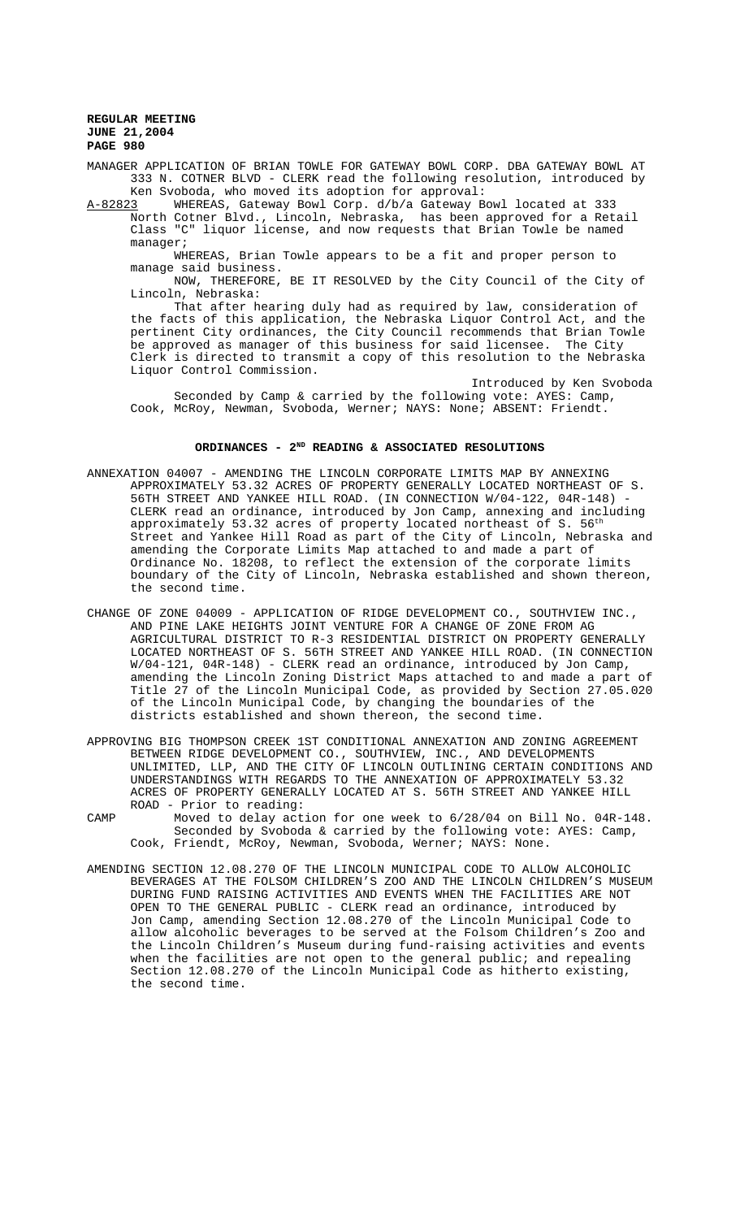MANAGER APPLICATION OF BRIAN TOWLE FOR GATEWAY BOWL CORP. DBA GATEWAY BOWL AT 333 N. COTNER BLVD - CLERK read the following resolution, introduced by Ken Svoboda, who moved its adoption for approval:

A-82823 WHEREAS, Gateway Bowl Corp. d/b/a Gateway Bowl located at 333 North Cotner Blvd., Lincoln, Nebraska, has been approved for a Retail Class "C" liquor license, and now requests that Brian Towle be named manager;

WHEREAS, Brian Towle appears to be a fit and proper person to manage said business.

NOW, THEREFORE, BE IT RESOLVED by the City Council of the City of Lincoln, Nebraska:

That after hearing duly had as required by law, consideration of the facts of this application, the Nebraska Liquor Control Act, and the pertinent City ordinances, the City Council recommends that Brian Towle be approved as manager of this business for said licensee. The City Clerk is directed to transmit a copy of this resolution to the Nebraska Liquor Control Commission.

Introduced by Ken Svoboda

Seconded by Camp & carried by the following vote: AYES: Camp, Cook, McRoy, Newman, Svoboda, Werner; NAYS: None; ABSENT: Friendt.

## ORDINANCES - 2ND READING & ASSOCIATED RESOLUTIONS

ANNEXATION 04007 - AMENDING THE LINCOLN CORPORATE LIMITS MAP BY ANNEXING APPROXIMATELY 53.32 ACRES OF PROPERTY GENERALLY LOCATED NORTHEAST OF S. 56TH STREET AND YANKEE HILL ROAD. (IN CONNECTION W/04-122, 04R-148) - CLERK read an ordinance, introduced by Jon Camp, annexing and including approximately 53.32 acres of property located northeast of S. 56th Street and Yankee Hill Road as part of the City of Lincoln, Nebraska and amending the Corporate Limits Map attached to and made a part of Ordinance No. 18208, to reflect the extension of the corporate limits boundary of the City of Lincoln, Nebraska established and shown thereon, the second time.

CHANGE OF ZONE 04009 - APPLICATION OF RIDGE DEVELOPMENT CO., SOUTHVIEW INC., AND PINE LAKE HEIGHTS JOINT VENTURE FOR A CHANGE OF ZONE FROM AG AGRICULTURAL DISTRICT TO R-3 RESIDENTIAL DISTRICT ON PROPERTY GENERALLY LOCATED NORTHEAST OF S. 56TH STREET AND YANKEE HILL ROAD. (IN CONNECTION W/04-121, 04R-148) - CLERK read an ordinance, introduced by Jon Camp, amending the Lincoln Zoning District Maps attached to and made a part of Title 27 of the Lincoln Municipal Code, as provided by Section 27.05.020 of the Lincoln Municipal Code, by changing the boundaries of the districts established and shown thereon, the second time.

APPROVING BIG THOMPSON CREEK 1ST CONDITIONAL ANNEXATION AND ZONING AGREEMENT BETWEEN RIDGE DEVELOPMENT CO., SOUTHVIEW, INC., AND DEVELOPMENTS UNLIMITED, LLP, AND THE CITY OF LINCOLN OUTLINING CERTAIN CONDITIONS AND UNDERSTANDINGS WITH REGARDS TO THE ANNEXATION OF APPROXIMATELY 53.32 ACRES OF PROPERTY GENERALLY LOCATED AT S. 56TH STREET AND YANKEE HILL ROAD - Prior to reading:

CAMP Moved to delay action for one week to 6/28/04 on Bill No. 04R-148. Seconded by Svoboda & carried by the following vote: AYES: Camp, Cook, Friendt, McRoy, Newman, Svoboda, Werner; NAYS: None.

AMENDING SECTION 12.08.270 OF THE LINCOLN MUNICIPAL CODE TO ALLOW ALCOHOLIC BEVERAGES AT THE FOLSOM CHILDREN'S ZOO AND THE LINCOLN CHILDREN'S MUSEUM DURING FUND RAISING ACTIVITIES AND EVENTS WHEN THE FACILITIES ARE NOT OPEN TO THE GENERAL PUBLIC - CLERK read an ordinance, introduced by Jon Camp, amending Section 12.08.270 of the Lincoln Municipal Code to allow alcoholic beverages to be served at the Folsom Children's Zoo and the Lincoln Children's Museum during fund-raising activities and events when the facilities are not open to the general public; and repealing Section 12.08.270 of the Lincoln Municipal Code as hitherto existing, the second time.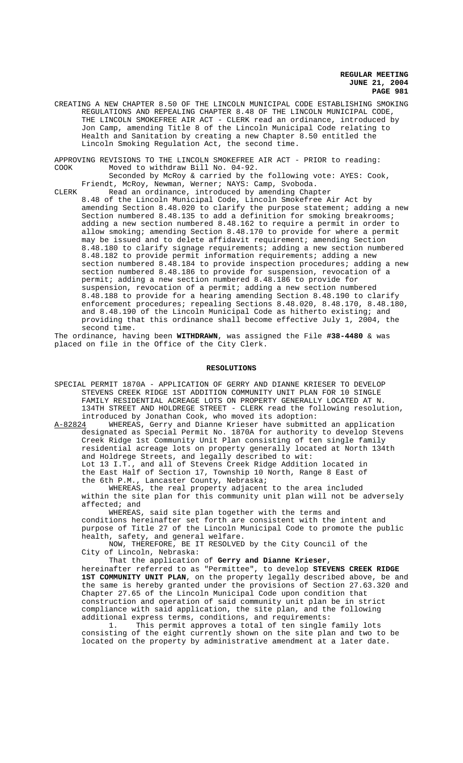CREATING A NEW CHAPTER 8.50 OF THE LINCOLN MUNICIPAL CODE ESTABLISHING SMOKING REGULATIONS AND REPEALING CHAPTER 8.48 OF THE LINCOLN MUNICIPAL CODE, THE LINCOLN SMOKEFREE AIR ACT - CLERK read an ordinance, introduced by Jon Camp, amending Title 8 of the Lincoln Municipal Code relating to Health and Sanitation by creating a new Chapter 8.50 entitled the Lincoln Smoking Regulation Act, the second time.

APPROVING REVISIONS TO THE LINCOLN SMOKEFREE AIR ACT - PRIOR to reading:

COOK Moved to withdraw Bill No. 04-92.

Seconded by McRoy & carried by the following vote: AYES: Cook, Friendt, McRoy, Newman, Werner; NAYS: Camp, Svoboda.

CLERK Read an ordinance, introduced by amending Chapter 8.48 of the Lincoln Municipal Code, Lincoln Smokefree Air Act by amending Section 8.48.020 to clarify the purpose statement; adding a new Section numbered 8.48.135 to add a definition for smoking breakrooms; adding a new section numbered 8.48.162 to require a permit in order to allow smoking; amending Section 8.48.170 to provide for where a permit may be issued and to delete affidavit requirement; amending Section 8.48.180 to clarify signage requirements; adding a new section numbered 8.48.182 to provide permit information requirements; adding a new section numbered 8.48.184 to provide inspection procedures; adding a new section numbered 8.48.186 to provide for suspension, revocation of a permit; adding a new section numbered 8.48.186 to provide for suspension, revocation of a permit; adding a new section numbered 8.48.188 to provide for a hearing amending Section 8.48.190 to clarify enforcement procedures; repealing Sections 8.48.020, 8.48.170, 8.48.180, and 8.48.190 of the Lincoln Municipal Code as hitherto existing; and providing that this ordinance shall become effective July 1, 2004, the second time.

The ordinance, having been **WITHDRAWN**, was assigned the File **#38-4480** & was placed on file in the Office of the City Clerk.

## RESOLUTIONS

SPECIAL PERMIT 1870A - APPLICATION OF GERRY AND DIANNE KRIESER TO DEVELOP STEVENS CREEK RIDGE 1ST ADDITION COMMUNITY UNIT PLAN FOR 10 SINGLE FAMILY RESIDENTIAL ACREAGE LOTS ON PROPERTY GENERALLY LOCATED AT N. 134TH STREET AND HOLDREGE STREET - CLERK read the following resolution, introduced by Jonathan Cook, who moved its adoption:

A-82824 WHEREAS, Gerry and Dianne Krieser have submitted an application designated as Special Permit No. 1870A for authority to develop Stevens Creek Ridge 1st Community Unit Plan consisting of ten single family residential acreage lots on property generally located at North 134th and Holdrege Streets, and legally described to wit:

Lot 13 I.T., and all of Stevens Creek Ridge Addition located in the East Half of Section 17, Township 10 North, Range 8 East of the 6th P.M., Lancaster County, Nebraska;

WHEREAS, the real property adjacent to the area included within the site plan for this community unit plan will not be adversely affected; and

WHEREAS, said site plan together with the terms and conditions hereinafter set forth are consistent with the intent and purpose of Title 27 of the Lincoln Municipal Code to promote the public health, safety, and general welfare.

NOW, THEREFORE, BE IT RESOLVED by the City Council of the City of Lincoln, Nebraska:

That the application of **Gerry and Dianne Krieser**, hereinafter referred to as "Permittee", to develop **STEVENS CREEK RIDGE 1ST COMMUNITY UNIT PLAN**, on the property legally described above, be and the same is hereby granted under the provisions of Section 27.63.320 and Chapter 27.65 of the Lincoln Municipal Code upon condition that construction and operation of said community unit plan be in strict compliance with said application, the site plan, and the following additional express terms, conditions, and requirements:

1. This permit approves a total of ten single family lots consisting of the eight currently shown on the site plan and two to be located on the property by administrative amendment at a later date.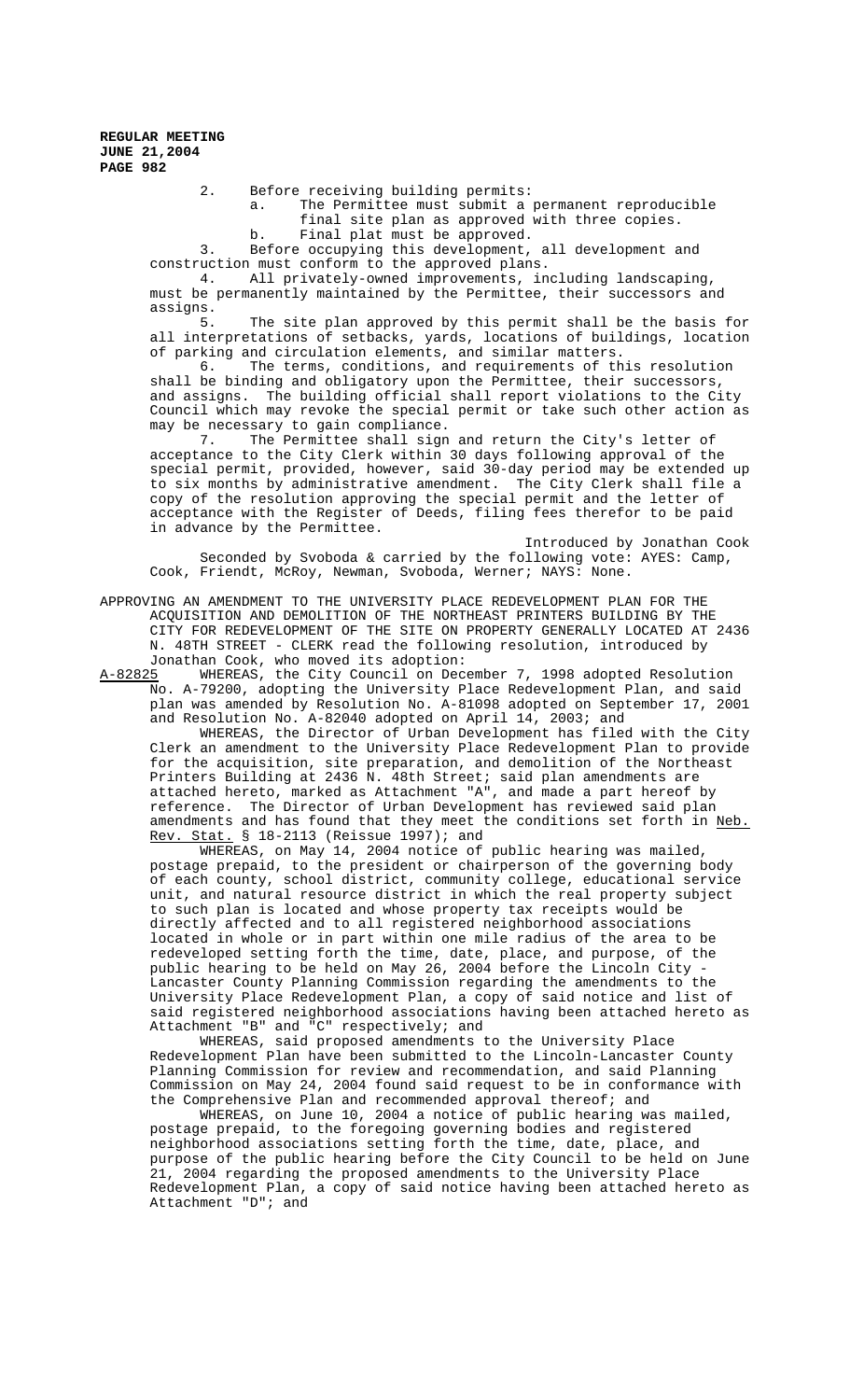2. Before receiving building permits:
   a. The Permittee must submit a permanent reproducible final site plan as approved with three copies.
   b. Final plat must be approved.

3. Before occupying this development, all development and construction must conform to the approved plans.

4. All privately-owned improvements, including landscaping, must be permanently maintained by the Permittee, their successors and assigns.

5. The site plan approved by this permit shall be the basis for all interpretations of setbacks, yards, locations of buildings, location of parking and circulation elements, and similar matters.

6. The terms, conditions, and requirements of this resolution shall be binding and obligatory upon the Permittee, their successors, and assigns. The building official shall report violations to the City Council which may revoke the special permit or take such other action as may be necessary to gain compliance.

7. The Permittee shall sign and return the City's letter of acceptance to the City Clerk within 30 days following approval of the special permit, provided, however, said 30-day period may be extended up to six months by administrative amendment. The City Clerk shall file a copy of the resolution approving the special permit and the letter of acceptance with the Register of Deeds, filing fees therefor to be paid in advance by the Permittee.

Introduced by Jonathan Cook

Seconded by Svoboda & carried by the following vote: AYES: Camp, Cook, Friendt, McRoy, Newman, Svoboda, Werner; NAYS: None.

APPROVING AN AMENDMENT TO THE UNIVERSITY PLACE REDEVELOPMENT PLAN FOR THE ACQUISITION AND DEMOLITION OF THE NORTHEAST PRINTERS BUILDING BY THE CITY FOR REDEVELOPMENT OF THE SITE ON PROPERTY GENERALLY LOCATED AT 2436 N. 48TH STREET - CLERK read the following resolution, introduced by Jonathan Cook, who moved its adoption:

A-82825 WHEREAS, the City Council on December 7, 1998 adopted Resolution No. A-79200, adopting the University Place Redevelopment Plan, and said plan was amended by Resolution No. A-81098 adopted on September 17, 2001 and Resolution No. A-82040 adopted on April 14, 2003; and

WHEREAS, the Director of Urban Development has filed with the City Clerk an amendment to the University Place Redevelopment Plan to provide for the acquisition, site preparation, and demolition of the Northeast Printers Building at 2436 N. 48th Street; said plan amendments are attached hereto, marked as Attachment "A", and made a part hereof by reference. The Director of Urban Development has reviewed said plan amendments and has found that they meet the conditions set forth in Neb. Rev. Stat. § 18-2113 (Reissue 1997); and

WHEREAS, on May 14, 2004 notice of public hearing was mailed, postage prepaid, to the president or chairperson of the governing body of each county, school district, community college, educational service unit, and natural resource district in which the real property subject to such plan is located and whose property tax receipts would be directly affected and to all registered neighborhood associations located in whole or in part within one mile radius of the area to be redeveloped setting forth the time, date, place, and purpose, of the public hearing to be held on May 26, 2004 before the Lincoln City - Lancaster County Planning Commission regarding the amendments to the University Place Redevelopment Plan, a copy of said notice and list of said registered neighborhood associations having been attached hereto as Attachment "B" and "C" respectively; and

WHEREAS, said proposed amendments to the University Place Redevelopment Plan have been submitted to the Lincoln-Lancaster County Planning Commission for review and recommendation, and said Planning Commission on May 24, 2004 found said request to be in conformance with the Comprehensive Plan and recommended approval thereof; and

WHEREAS, on June 10, 2004 a notice of public hearing was mailed, postage prepaid, to the foregoing governing bodies and registered neighborhood associations setting forth the time, date, place, and purpose of the public hearing before the City Council to be held on June 21, 2004 regarding the proposed amendments to the University Place Redevelopment Plan, a copy of said notice having been attached hereto as Attachment "D"; and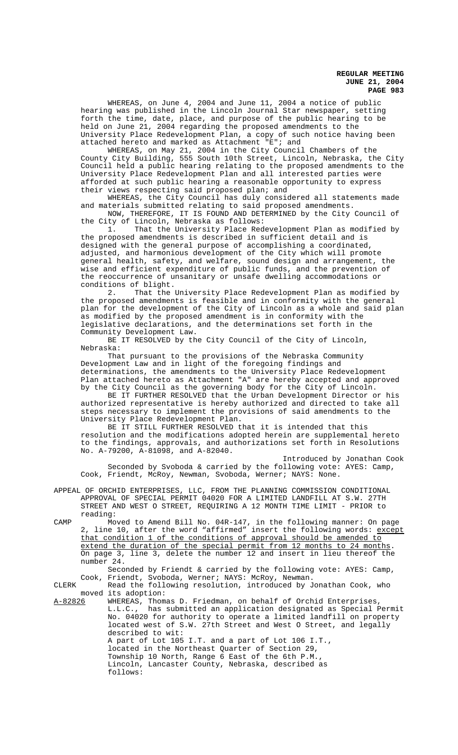WHEREAS, on June 4, 2004 and June 11, 2004 a notice of public hearing was published in the Lincoln Journal Star newspaper, setting forth the time, date, place, and purpose of the public hearing to be held on June 21, 2004 regarding the proposed amendments to the University Place Redevelopment Plan, a copy of such notice having been attached hereto and marked as Attachment "E"; and

WHEREAS, on May 21, 2004 in the City Council Chambers of the County City Building, 555 South 10th Street, Lincoln, Nebraska, the City Council held a public hearing relating to the proposed amendments to the University Place Redevelopment Plan and all interested parties were afforded at such public hearing a reasonable opportunity to express their views respecting said proposed plan; and

WHEREAS, the City Council has duly considered all statements made and materials submitted relating to said proposed amendments.

NOW, THEREFORE, IT IS FOUND AND DETERMINED by the City Council of the City of Lincoln, Nebraska as follows:

1. That the University Place Redevelopment Plan as modified by the proposed amendments is described in sufficient detail and is designed with the general purpose of accomplishing a coordinated, adjusted, and harmonious development of the City which will promote general health, safety, and welfare, sound design and arrangement, the wise and efficient expenditure of public funds, and the prevention of the reoccurrence of unsanitary or unsafe dwelling accommodations or conditions of blight.

2. That the University Place Redevelopment Plan as modified by the proposed amendments is feasible and in conformity with the general plan for the development of the City of Lincoln as a whole and said plan as modified by the proposed amendment is in conformity with the legislative declarations, and the determinations set forth in the Community Development Law.

BE IT RESOLVED by the City Council of the City of Lincoln, Nebraska:

That pursuant to the provisions of the Nebraska Community Development Law and in light of the foregoing findings and determinations, the amendments to the University Place Redevelopment Plan attached hereto as Attachment "A" are hereby accepted and approved by the City Council as the governing body for the City of Lincoln.

BE IT FURTHER RESOLVED that the Urban Development Director or his authorized representative is hereby authorized and directed to take all steps necessary to implement the provisions of said amendments to the University Place Redevelopment Plan.

BE IT STILL FURTHER RESOLVED that it is intended that this resolution and the modifications adopted herein are supplemental hereto to the findings, approvals, and authorizations set forth in Resolutions No. A-79200, A-81098, and A-82040.

Introduced by Jonathan Cook

Seconded by Svoboda & carried by the following vote: AYES: Camp, Cook, Friendt, McRoy, Newman, Svoboda, Werner; NAYS: None.

APPEAL OF ORCHID ENTERPRISES, LLC, FROM THE PLANNING COMMISSION CONDITIONAL APPROVAL OF SPECIAL PERMIT 04020 FOR A LIMITED LANDFILL AT S.W. 27TH STREET AND WEST O STREET, REQUIRING A 12 MONTH TIME LIMIT - PRIOR to reading:

CAMP Moved to Amend Bill No. 04R-147, in the following manner: On page 2, line 10, after the word "affirmed" insert the following words: except that condition 1 of the conditions of approval should be amended to extend the duration of the special permit from 12 months to 24 months. On page 3, line 3, delete the number 12 and insert in lieu thereof the number 24.

Seconded by Friendt & carried by the following vote: AYES: Camp, Cook, Friendt, Svoboda, Werner; NAYS: McRoy, Newman.

CLERK Read the following resolution, introduced by Jonathan Cook, who moved its adoption:

A-82826 WHEREAS, Thomas D. Friedman, on behalf of Orchid Enterprises, L.L.C., has submitted an application designated as Special Permit No. 04020 for authority to operate a limited landfill on property located west of S.W. 27th Street and West O Street, and legally described to wit:

A part of Lot 105 I.T. and a part of Lot 106 I.T., located in the Northeast Quarter of Section 29, Township 10 North, Range 6 East of the 6th P.M., Lincoln, Lancaster County, Nebraska, described as follows: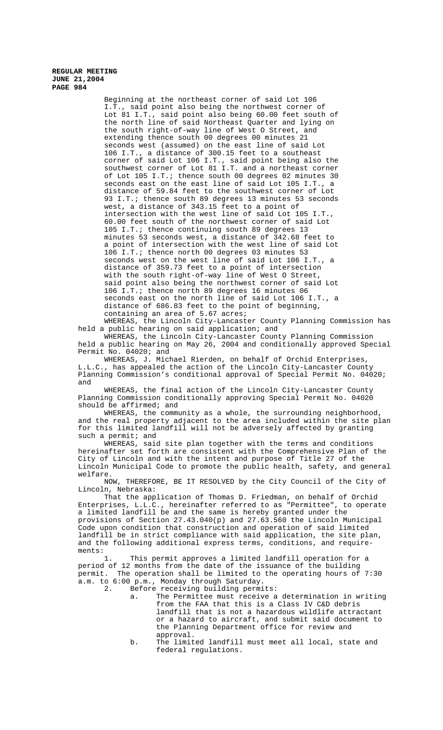Beginning at the northeast corner of said Lot 106 I.T., said point also being the northwest corner of Lot 81 I.T., said point also being 60.00 feet south of the north line of said Northeast Quarter and lying on the south right-of-way line of West O Street, and extending thence south 00 degrees 00 minutes 21 seconds west (assumed) on the east line of said Lot 106 I.T., a distance of 300.15 feet to a southeast corner of said Lot 106 I.T., said point being also the southwest corner of Lot 81 I.T. and a northeast corner of Lot 105 I.T.; thence south 00 degrees 02 minutes 30 seconds east on the east line of said Lot 105 I.T., a distance of 59.84 feet to the southwest corner of Lot 93 I.T.; thence south 89 degrees 13 minutes 53 seconds west, a distance of 343.15 feet to a point of intersection with the west line of said Lot 105 I.T., 60.00 feet south of the northwest corner of said Lot 105 I.T.; thence continuing south 89 degrees 13 minutes 53 seconds west, a distance of 342.68 feet to a point of intersection with the west line of said Lot 106 I.T.; thence north 00 degrees 03 minutes 53 seconds west on the west line of said Lot 106 I.T., a distance of 359.73 feet to a point of intersection with the south right-of-way line of West O Street, said point also being the northwest corner of said Lot 106 I.T.; thence north 89 degrees 16 minutes 06 seconds east on the north line of said Lot 106 I.T., a distance of 686.83 feet to the point of beginning, containing an area of 5.67 acres;

WHEREAS, the Lincoln City-Lancaster County Planning Commission has held a public hearing on said application; and

WHEREAS, the Lincoln City-Lancaster County Planning Commission held a public hearing on May 26, 2004 and conditionally approved Special Permit No. 04020; and

WHEREAS, J. Michael Rierden, on behalf of Orchid Enterprises, L.L.C., has appealed the action of the Lincoln City-Lancaster County Planning Commission's conditional approval of Special Permit No. 04020; and

WHEREAS, the final action of the Lincoln City-Lancaster County Planning Commission conditionally approving Special Permit No. 04020 should be affirmed; and

WHEREAS, the community as a whole, the surrounding neighborhood, and the real property adjacent to the area included within the site plan for this limited landfill will not be adversely affected by granting such a permit; and

WHEREAS, said site plan together with the terms and conditions hereinafter set forth are consistent with the Comprehensive Plan of the City of Lincoln and with the intent and purpose of Title 27 of the Lincoln Municipal Code to promote the public health, safety, and general welfare.

NOW, THEREFORE, BE IT RESOLVED by the City Council of the City of Lincoln, Nebraska:

That the application of Thomas D. Friedman, on behalf of Orchid Enterprises, L.L.C., hereinafter referred to as "Permittee", to operate a limited landfill be and the same is hereby granted under the provisions of Section 27.43.040(p) and 27.63.560 the Lincoln Municipal Code upon condition that construction and operation of said limited landfill be in strict compliance with said application, the site plan, and the following additional express terms, conditions, and requirements:

1. This permit approves a limited landfill operation for a period of 12 months from the date of the issuance of the building permit. The operation shall be limited to the operating hours of 7:30 a.m. to 6:00 p.m., Monday through Saturday.

2. Before receiving building permits:

   a. The Permittee must receive a determination in writing from the FAA that this is a Class IV C&D debris landfill that is not a hazardous wildlife attractant or a hazard to aircraft, and submit said document to the Planning Department office for review and approval.

   b. The limited landfill must meet all local, state and federal regulations.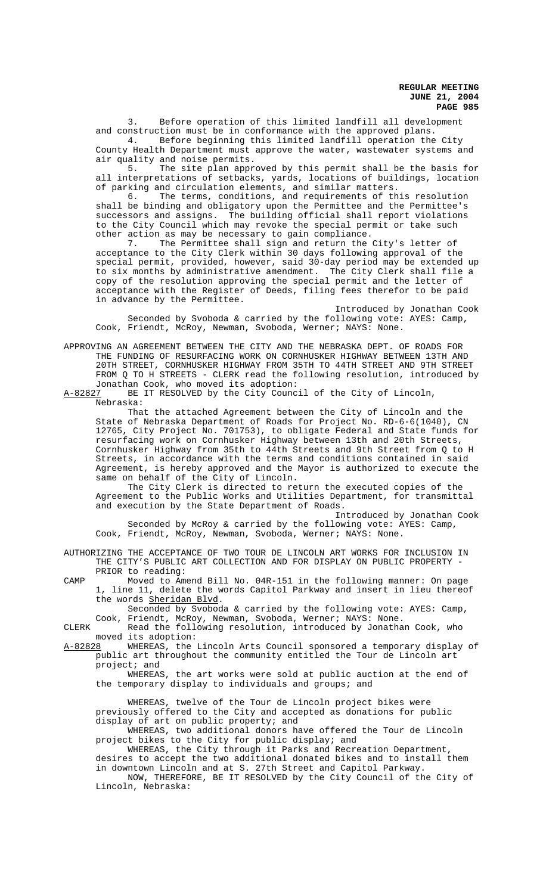3. Before operation of this limited landfill all development and construction must be in conformance with the approved plans.

4. Before beginning this limited landfill operation the City County Health Department must approve the water, wastewater systems and air quality and noise permits.

5. The site plan approved by this permit shall be the basis for all interpretations of setbacks, yards, locations of buildings, location of parking and circulation elements, and similar matters.

6. The terms, conditions, and requirements of this resolution shall be binding and obligatory upon the Permittee and the Permittee's successors and assigns. The building official shall report violations to the City Council which may revoke the special permit or take such other action as may be necessary to gain compliance.

7. The Permittee shall sign and return the City's letter of acceptance to the City Clerk within 30 days following approval of the special permit, provided, however, said 30-day period may be extended up to six months by administrative amendment. The City Clerk shall file a copy of the resolution approving the special permit and the letter of acceptance with the Register of Deeds, filing fees therefor to be paid in advance by the Permittee.

Introduced by Jonathan Cook

Seconded by Svoboda & carried by the following vote: AYES: Camp, Cook, Friendt, McRoy, Newman, Svoboda, Werner; NAYS: None.

APPROVING AN AGREEMENT BETWEEN THE CITY AND THE NEBRASKA DEPT. OF ROADS FOR THE FUNDING OF RESURFACING WORK ON CORNHUSKER HIGHWAY BETWEEN 13TH AND 20TH STREET, CORNHUSKER HIGHWAY FROM 35TH TO 44TH STREET AND 9TH STREET FROM Q TO H STREETS - CLERK read the following resolution, introduced by Jonathan Cook, who moved its adoption:

A-82827 BE IT RESOLVED by the City Council of the City of Lincoln, Nebraska:

That the attached Agreement between the City of Lincoln and the State of Nebraska Department of Roads for Project No. RD-6-6(1040), CN 12765, City Project No. 701753), to obligate Federal and State funds for resurfacing work on Cornhusker Highway between 13th and 20th Streets, Cornhusker Highway from 35th to 44th Streets and 9th Street from Q to H Streets, in accordance with the terms and conditions contained in said Agreement, is hereby approved and the Mayor is authorized to execute the same on behalf of the City of Lincoln.

The City Clerk is directed to return the executed copies of the Agreement to the Public Works and Utilities Department, for transmittal and execution by the State Department of Roads.

Introduced by Jonathan Cook

Seconded by McRoy & carried by the following vote: AYES: Camp, Cook, Friendt, McRoy, Newman, Svoboda, Werner; NAYS: None.

AUTHORIZING THE ACCEPTANCE OF TWO TOUR DE LINCOLN ART WORKS FOR INCLUSION IN THE CITY'S PUBLIC ART COLLECTION AND FOR DISPLAY ON PUBLIC PROPERTY - PRIOR to reading:

CAMP Moved to Amend Bill No. 04R-151 in the following manner: On page 1, line 11, delete the words Capitol Parkway and insert in lieu thereof the words Sheridan Blvd.

Seconded by Svoboda & carried by the following vote: AYES: Camp, Cook, Friendt, McRoy, Newman, Svoboda, Werner; NAYS: None.

CLERK Read the following resolution, introduced by Jonathan Cook, who moved its adoption:

A-82828 WHEREAS, the Lincoln Arts Council sponsored a temporary display of public art throughout the community entitled the Tour de Lincoln art project; and

WHEREAS, the art works were sold at public auction at the end of the temporary display to individuals and groups; and

WHEREAS, twelve of the Tour de Lincoln project bikes were previously offered to the City and accepted as donations for public display of art on public property; and

WHEREAS, two additional donors have offered the Tour de Lincoln project bikes to the City for public display; and

WHEREAS, the City through it Parks and Recreation Department, desires to accept the two additional donated bikes and to install them in downtown Lincoln and at S. 27th Street and Capitol Parkway.

NOW, THEREFORE, BE IT RESOLVED by the City Council of the City of Lincoln, Nebraska: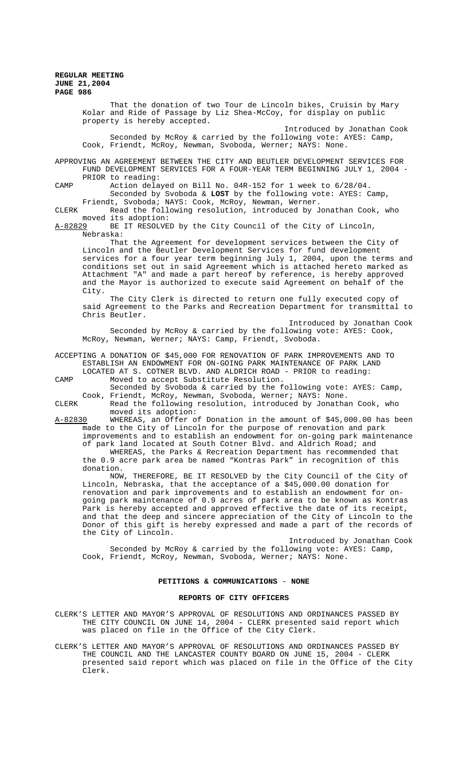That the donation of two Tour de Lincoln bikes, Cruisin by Mary Kolar and Ride of Passage by Liz Shea-McCoy, for display on public property is hereby accepted.

Introduced by Jonathan Cook

Seconded by McRoy & carried by the following vote: AYES: Camp, Cook, Friendt, McRoy, Newman, Svoboda, Werner; NAYS: None.

APPROVING AN AGREEMENT BETWEEN THE CITY AND BEUTLER DEVELOPMENT SERVICES FOR FUND DEVELOPMENT SERVICES FOR A FOUR-YEAR TERM BEGINNING JULY 1, 2004 - PRIOR to reading:

CAMP Action delayed on Bill No. 04R-152 for 1 week to 6/28/04.

Seconded by Svoboda & **LOST** by the following vote: AYES: Camp, Friendt, Svoboda; NAYS: Cook, McRoy, Newman, Werner.

CLERK Read the following resolution, introduced by Jonathan Cook, who moved its adoption:

A-82829 BE IT RESOLVED by the City Council of the City of Lincoln, Nebraska:

That the Agreement for development services between the City of Lincoln and the Beutler Development Services for fund development services for a four year term beginning July 1, 2004, upon the terms and conditions set out in said Agreement which is attached hereto marked as Attachment "A" and made a part hereof by reference, is hereby approved and the Mayor is authorized to execute said Agreement on behalf of the City.

The City Clerk is directed to return one fully executed copy of said Agreement to the Parks and Recreation Department for transmittal to Chris Beutler.

Introduced by Jonathan Cook

Seconded by McRoy & carried by the following vote: AYES: Cook, McRoy, Newman, Werner; NAYS: Camp, Friendt, Svoboda.

ACCEPTING A DONATION OF $45,000 FOR RENOVATION OF PARK IMPROVEMENTS AND TO ESTABLISH AN ENDOWMENT FOR ON-GOING PARK MAINTENANCE OF PARK LAND LOCATED AT S. COTNER BLVD. AND ALDRICH ROAD - PRIOR to reading:

CAMP Moved to accept Substitute Resolution.

Seconded by Svoboda & carried by the following vote: AYES: Camp, Cook, Friendt, McRoy, Newman, Svoboda, Werner; NAYS: None.

CLERK Read the following resolution, introduced by Jonathan Cook, who moved its adoption:

A-82830 WHEREAS, an Offer of Donation in the amount of $45,000.00 has been made to the City of Lincoln for the purpose of renovation and park improvements and to establish an endowment for on-going park maintenance of park land located at South Cotner Blvd. and Aldrich Road; and

WHEREAS, the Parks & Recreation Department has recommended that the 0.9 acre park area be named "Kontras Park" in recognition of this donation.

NOW, THEREFORE, BE IT RESOLVED by the City Council of the City of Lincoln, Nebraska, that the acceptance of a $45,000.00 donation for renovation and park improvements and to establish an endowment for on-going park maintenance of 0.9 acres of park area to be known as Kontras Park is hereby accepted and approved effective the date of its receipt, and that the deep and sincere appreciation of the City of Lincoln to the Donor of this gift is hereby expressed and made a part of the records of the City of Lincoln.

Introduced by Jonathan Cook

Seconded by McRoy & carried by the following vote: AYES: Camp, Cook, Friendt, McRoy, Newman, Svoboda, Werner; NAYS: None.

## PETITIONS & COMMUNICATIONS - NONE

## REPORTS OF CITY OFFICERS

CLERK'S LETTER AND MAYOR'S APPROVAL OF RESOLUTIONS AND ORDINANCES PASSED BY THE CITY COUNCIL ON JUNE 14, 2004 - CLERK presented said report which was placed on file in the Office of the City Clerk.

CLERK'S LETTER AND MAYOR'S APPROVAL OF RESOLUTIONS AND ORDINANCES PASSED BY THE COUNCIL AND THE LANCASTER COUNTY BOARD ON JUNE 15, 2004 - CLERK presented said report which was placed on file in the Office of the City Clerk.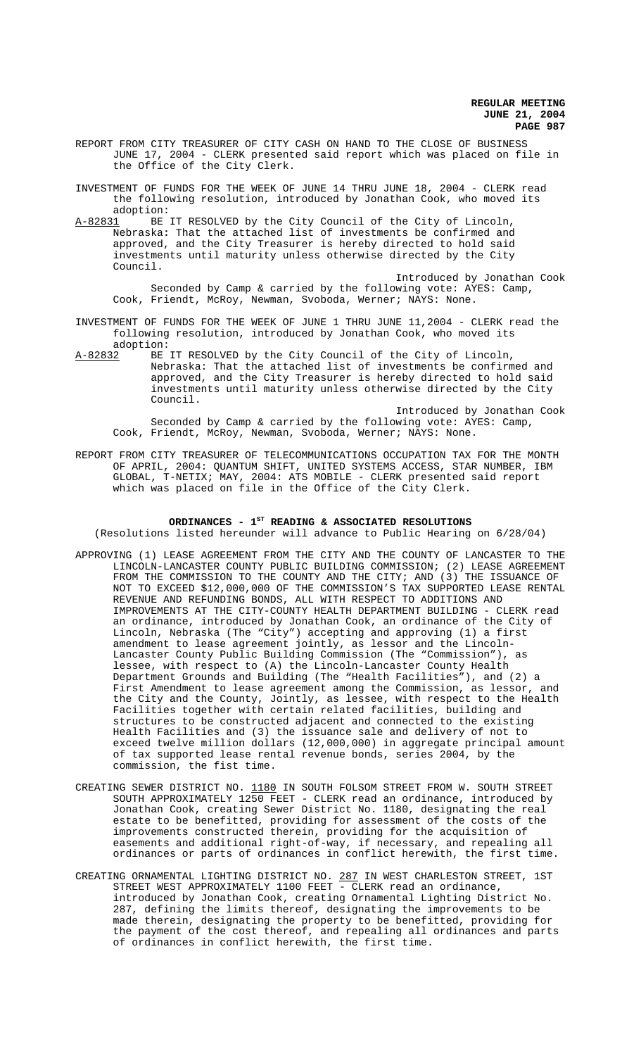REPORT FROM CITY TREASURER OF CITY CASH ON HAND TO THE CLOSE OF BUSINESS JUNE 17, 2004 - CLERK presented said report which was placed on file in the Office of the City Clerk.

INVESTMENT OF FUNDS FOR THE WEEK OF JUNE 14 THRU JUNE 18, 2004 - CLERK read the following resolution, introduced by Jonathan Cook, who moved its adoption:

A-82831 BE IT RESOLVED by the City Council of the City of Lincoln, Nebraska: That the attached list of investments be confirmed and approved, and the City Treasurer is hereby directed to hold said investments until maturity unless otherwise directed by the City Council.

Introduced by Jonathan Cook

Seconded by Camp & carried by the following vote: AYES: Camp, Cook, Friendt, McRoy, Newman, Svoboda, Werner; NAYS: None.

INVESTMENT OF FUNDS FOR THE WEEK OF JUNE 1 THRU JUNE 11,2004 - CLERK read the following resolution, introduced by Jonathan Cook, who moved its adoption:

A-82832 BE IT RESOLVED by the City Council of the City of Lincoln, Nebraska: That the attached list of investments be confirmed and approved, and the City Treasurer is hereby directed to hold said investments until maturity unless otherwise directed by the City Council.

Introduced by Jonathan Cook

Seconded by Camp & carried by the following vote: AYES: Camp, Cook, Friendt, McRoy, Newman, Svoboda, Werner; NAYS: None.

REPORT FROM CITY TREASURER OF TELECOMMUNICATIONS OCCUPATION TAX FOR THE MONTH OF APRIL, 2004: QUANTUM SHIFT, UNITED SYSTEMS ACCESS, STAR NUMBER, IBM GLOBAL, T-NETIX; MAY, 2004: ATS MOBILE - CLERK presented said report which was placed on file in the Office of the City Clerk.

## ORDINANCES - 1ST READING & ASSOCIATED RESOLUTIONS

(Resolutions listed hereunder will advance to Public Hearing on 6/28/04)

APPROVING (1) LEASE AGREEMENT FROM THE CITY AND THE COUNTY OF LANCASTER TO THE LINCOLN-LANCASTER COUNTY PUBLIC BUILDING COMMISSION; (2) LEASE AGREEMENT FROM THE COMMISSION TO THE COUNTY AND THE CITY; AND (3) THE ISSUANCE OF NOT TO EXCEED $12,000,000 OF THE COMMISSION'S TAX SUPPORTED LEASE RENTAL REVENUE AND REFUNDING BONDS, ALL WITH RESPECT TO ADDITIONS AND IMPROVEMENTS AT THE CITY-COUNTY HEALTH DEPARTMENT BUILDING - CLERK read an ordinance, introduced by Jonathan Cook, an ordinance of the City of Lincoln, Nebraska (The "City") accepting and approving (1) a first amendment to lease agreement jointly, as lessor and the Lincoln-Lancaster County Public Building Commission (The "Commission"), as lessee, with respect to (A) the Lincoln-Lancaster County Health Department Grounds and Building (The "Health Facilities"), and (2) a First Amendment to lease agreement among the Commission, as lessor, and the City and the County, Jointly, as lessee, with respect to the Health Facilities together with certain related facilities, building and structures to be constructed adjacent and connected to the existing Health Facilities and (3) the issuance sale and delivery of not to exceed twelve million dollars (12,000,000) in aggregate principal amount of tax supported lease rental revenue bonds, series 2004, by the commission, the fist time.

CREATING SEWER DISTRICT NO. 1180 IN SOUTH FOLSOM STREET FROM W. SOUTH STREET SOUTH APPROXIMATELY 1250 FEET - CLERK read an ordinance, introduced by Jonathan Cook, creating Sewer District No. 1180, designating the real estate to be benefitted, providing for assessment of the costs of the improvements constructed therein, providing for the acquisition of easements and additional right-of-way, if necessary, and repealing all ordinances or parts of ordinances in conflict herewith, the first time.

CREATING ORNAMENTAL LIGHTING DISTRICT NO. 287 IN WEST CHARLESTON STREET, 1ST STREET WEST APPROXIMATELY 1100 FEET - CLERK read an ordinance, introduced by Jonathan Cook, creating Ornamental Lighting District No. 287, defining the limits thereof, designating the improvements to be made therein, designating the property to be benefitted, providing for the payment of the cost thereof, and repealing all ordinances and parts of ordinances in conflict herewith, the first time.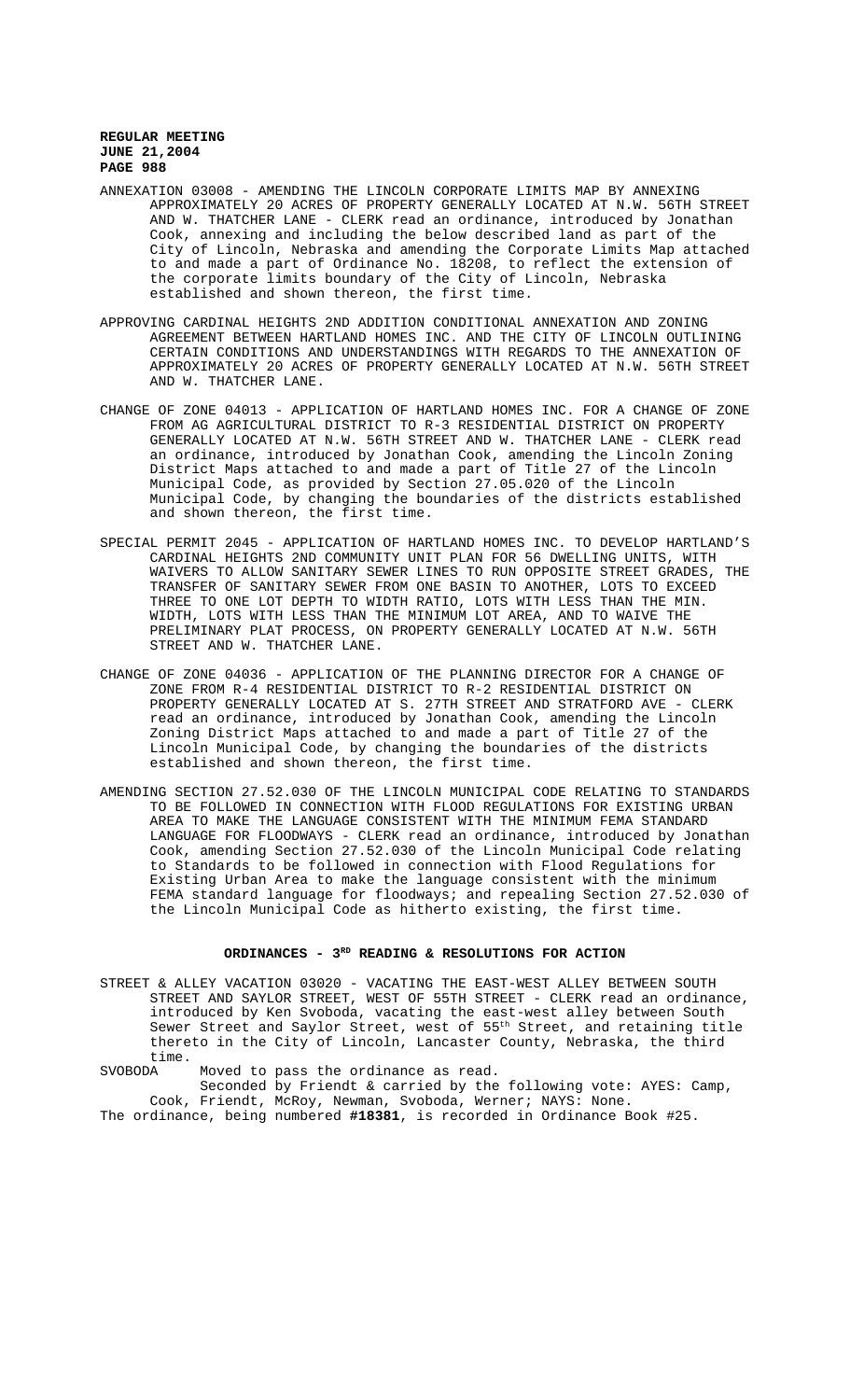ANNEXATION 03008 - AMENDING THE LINCOLN CORPORATE LIMITS MAP BY ANNEXING APPROXIMATELY 20 ACRES OF PROPERTY GENERALLY LOCATED AT N.W. 56TH STREET AND W. THATCHER LANE - CLERK read an ordinance, introduced by Jonathan Cook, annexing and including the below described land as part of the City of Lincoln, Nebraska and amending the Corporate Limits Map attached to and made a part of Ordinance No. 18208, to reflect the extension of the corporate limits boundary of the City of Lincoln, Nebraska established and shown thereon, the first time.

APPROVING CARDINAL HEIGHTS 2ND ADDITION CONDITIONAL ANNEXATION AND ZONING AGREEMENT BETWEEN HARTLAND HOMES INC. AND THE CITY OF LINCOLN OUTLINING CERTAIN CONDITIONS AND UNDERSTANDINGS WITH REGARDS TO THE ANNEXATION OF APPROXIMATELY 20 ACRES OF PROPERTY GENERALLY LOCATED AT N.W. 56TH STREET AND W. THATCHER LANE.

CHANGE OF ZONE 04013 - APPLICATION OF HARTLAND HOMES INC. FOR A CHANGE OF ZONE FROM AG AGRICULTURAL DISTRICT TO R-3 RESIDENTIAL DISTRICT ON PROPERTY GENERALLY LOCATED AT N.W. 56TH STREET AND W. THATCHER LANE - CLERK read an ordinance, introduced by Jonathan Cook, amending the Lincoln Zoning District Maps attached to and made a part of Title 27 of the Lincoln Municipal Code, as provided by Section 27.05.020 of the Lincoln Municipal Code, by changing the boundaries of the districts established and shown thereon, the first time.

SPECIAL PERMIT 2045 - APPLICATION OF HARTLAND HOMES INC. TO DEVELOP HARTLAND'S CARDINAL HEIGHTS 2ND COMMUNITY UNIT PLAN FOR 56 DWELLING UNITS, WITH WAIVERS TO ALLOW SANITARY SEWER LINES TO RUN OPPOSITE STREET GRADES, THE TRANSFER OF SANITARY SEWER FROM ONE BASIN TO ANOTHER, LOTS TO EXCEED THREE TO ONE LOT DEPTH TO WIDTH RATIO, LOTS WITH LESS THAN THE MIN. WIDTH, LOTS WITH LESS THAN THE MINIMUM LOT AREA, AND TO WAIVE THE PRELIMINARY PLAT PROCESS, ON PROPERTY GENERALLY LOCATED AT N.W. 56TH STREET AND W. THATCHER LANE.

CHANGE OF ZONE 04036 - APPLICATION OF THE PLANNING DIRECTOR FOR A CHANGE OF ZONE FROM R-4 RESIDENTIAL DISTRICT TO R-2 RESIDENTIAL DISTRICT ON PROPERTY GENERALLY LOCATED AT S. 27TH STREET AND STRATFORD AVE - CLERK read an ordinance, introduced by Jonathan Cook, amending the Lincoln Zoning District Maps attached to and made a part of Title 27 of the Lincoln Municipal Code, by changing the boundaries of the districts established and shown thereon, the first time.

AMENDING SECTION 27.52.030 OF THE LINCOLN MUNICIPAL CODE RELATING TO STANDARDS TO BE FOLLOWED IN CONNECTION WITH FLOOD REGULATIONS FOR EXISTING URBAN AREA TO MAKE THE LANGUAGE CONSISTENT WITH THE MINIMUM FEMA STANDARD LANGUAGE FOR FLOODWAYS - CLERK read an ordinance, introduced by Jonathan Cook, amending Section 27.52.030 of the Lincoln Municipal Code relating to Standards to be followed in connection with Flood Regulations for Existing Urban Area to make the language consistent with the minimum FEMA standard language for floodways; and repealing Section 27.52.030 of the Lincoln Municipal Code as hitherto existing, the first time.

## ORDINANCES - 3RD READING & RESOLUTIONS FOR ACTION

STREET & ALLEY VACATION 03020 - VACATING THE EAST-WEST ALLEY BETWEEN SOUTH STREET AND SAYLOR STREET, WEST OF 55TH STREET - CLERK read an ordinance, introduced by Ken Svoboda, vacating the east-west alley between South Sewer Street and Saylor Street, west of 55th Street, and retaining title thereto in the City of Lincoln, Lancaster County, Nebraska, the third time.

SVOBODA Moved to pass the ordinance as read.

Seconded by Friendt & carried by the following vote: AYES: Camp, Cook, Friendt, McRoy, Newman, Svoboda, Werner; NAYS: None.

The ordinance, being numbered **#18381**, is recorded in Ordinance Book #25.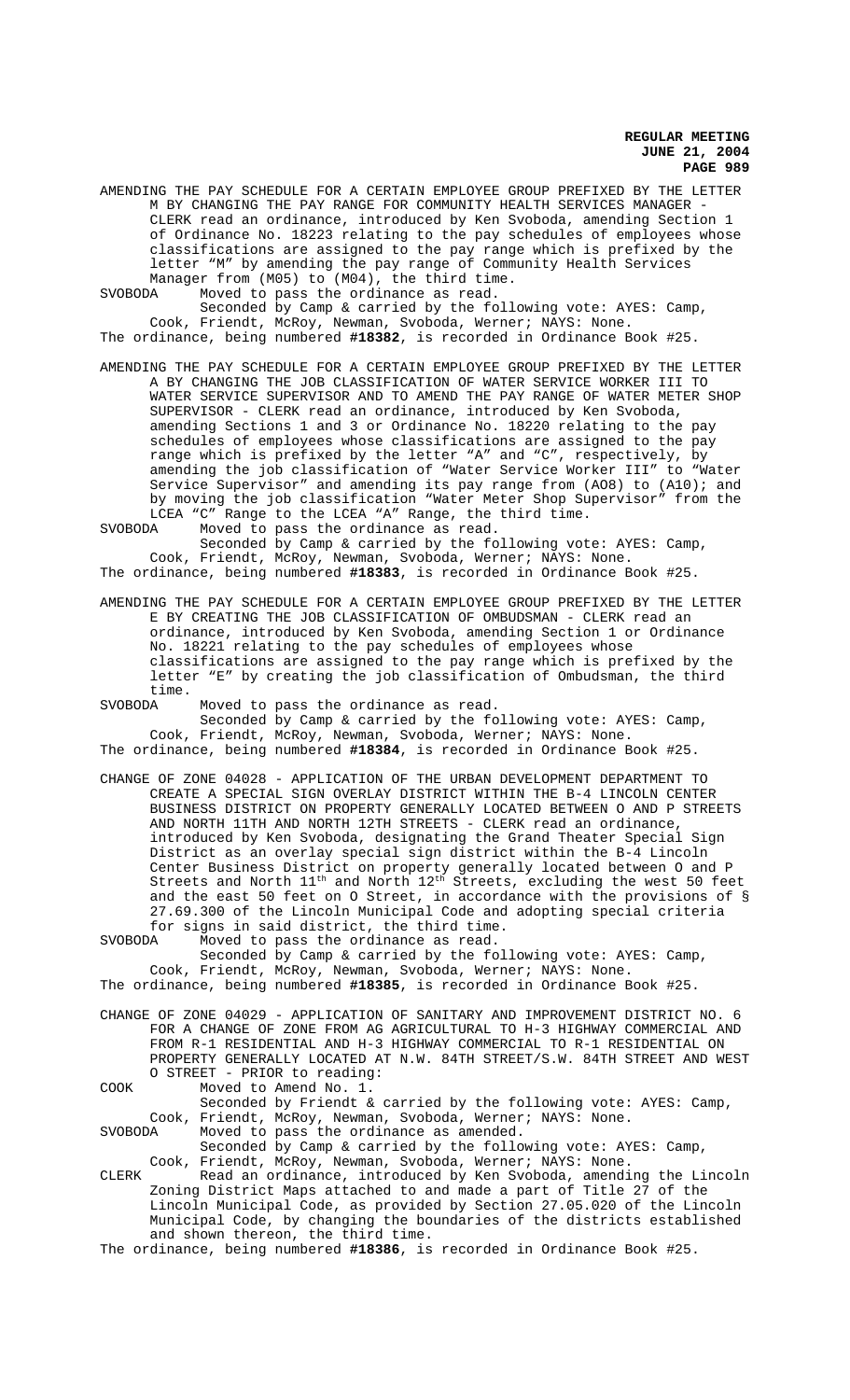AMENDING THE PAY SCHEDULE FOR A CERTAIN EMPLOYEE GROUP PREFIXED BY THE LETTER M BY CHANGING THE PAY RANGE FOR COMMUNITY HEALTH SERVICES MANAGER - CLERK read an ordinance, introduced by Ken Svoboda, amending Section 1 of Ordinance No. 18223 relating to the pay schedules of employees whose classifications are assigned to the pay range which is prefixed by the letter "M" by amending the pay range of Community Health Services Manager from (M05) to (M04), the third time.

SVOBODA Moved to pass the ordinance as read.

Seconded by Camp & carried by the following vote: AYES: Camp, Cook, Friendt, McRoy, Newman, Svoboda, Werner; NAYS: None.

The ordinance, being numbered **#18382**, is recorded in Ordinance Book #25.

AMENDING THE PAY SCHEDULE FOR A CERTAIN EMPLOYEE GROUP PREFIXED BY THE LETTER A BY CHANGING THE JOB CLASSIFICATION OF WATER SERVICE WORKER III TO WATER SERVICE SUPERVISOR AND TO AMEND THE PAY RANGE OF WATER METER SHOP SUPERVISOR - CLERK read an ordinance, introduced by Ken Svoboda, amending Sections 1 and 3 or Ordinance No. 18220 relating to the pay schedules of employees whose classifications are assigned to the pay range which is prefixed by the letter "A" and "C", respectively, by amending the job classification of "Water Service Worker III" to "Water Service Supervisor" and amending its pay range from (A08) to (A10); and by moving the job classification "Water Meter Shop Supervisor" from the LCEA "C" Range to the LCEA "A" Range, the third time.

SVOBODA Moved to pass the ordinance as read.

Seconded by Camp & carried by the following vote: AYES: Camp, Cook, Friendt, McRoy, Newman, Svoboda, Werner; NAYS: None.

The ordinance, being numbered **#18383**, is recorded in Ordinance Book #25.

AMENDING THE PAY SCHEDULE FOR A CERTAIN EMPLOYEE GROUP PREFIXED BY THE LETTER E BY CREATING THE JOB CLASSIFICATION OF OMBUDSMAN - CLERK read an ordinance, introduced by Ken Svoboda, amending Section 1 or Ordinance No. 18221 relating to the pay schedules of employees whose classifications are assigned to the pay range which is prefixed by the letter "E" by creating the job classification of Ombudsman, the third time.

SVOBODA Moved to pass the ordinance as read.

Seconded by Camp & carried by the following vote: AYES: Camp, Cook, Friendt, McRoy, Newman, Svoboda, Werner; NAYS: None.

The ordinance, being numbered **#18384**, is recorded in Ordinance Book #25.

CHANGE OF ZONE 04028 - APPLICATION OF THE URBAN DEVELOPMENT DEPARTMENT TO CREATE A SPECIAL SIGN OVERLAY DISTRICT WITHIN THE B-4 LINCOLN CENTER BUSINESS DISTRICT ON PROPERTY GENERALLY LOCATED BETWEEN O AND P STREETS AND NORTH 11TH AND NORTH 12TH STREETS - CLERK read an ordinance, introduced by Ken Svoboda, designating the Grand Theater Special Sign District as an overlay special sign district within the B-4 Lincoln Center Business District on property generally located between O and P Streets and North 11th and North 12th Streets, excluding the west 50 feet and the east 50 feet on O Street, in accordance with the provisions of § 27.69.300 of the Lincoln Municipal Code and adopting special criteria for signs in said district, the third time.

SVOBODA Moved to pass the ordinance as read.

Seconded by Camp & carried by the following vote: AYES: Camp, Cook, Friendt, McRoy, Newman, Svoboda, Werner; NAYS: None.

The ordinance, being numbered **#18385**, is recorded in Ordinance Book #25.

CHANGE OF ZONE 04029 - APPLICATION OF SANITARY AND IMPROVEMENT DISTRICT NO. 6 FOR A CHANGE OF ZONE FROM AG AGRICULTURAL TO H-3 HIGHWAY COMMERCIAL AND FROM R-1 RESIDENTIAL AND H-3 HIGHWAY COMMERCIAL TO R-1 RESIDENTIAL ON PROPERTY GENERALLY LOCATED AT N.W. 84TH STREET/S.W. 84TH STREET AND WEST O STREET - PRIOR to reading:

COOK Moved to Amend No. 1.

Seconded by Friendt & carried by the following vote: AYES: Camp, Cook, Friendt, McRoy, Newman, Svoboda, Werner; NAYS: None.

SVOBODA Moved to pass the ordinance as amended.

Seconded by Camp & carried by the following vote: AYES: Camp, Cook, Friendt, McRoy, Newman, Svoboda, Werner; NAYS: None.

CLERK Read an ordinance, introduced by Ken Svoboda, amending the Lincoln Zoning District Maps attached to and made a part of Title 27 of the Lincoln Municipal Code, as provided by Section 27.05.020 of the Lincoln Municipal Code, by changing the boundaries of the districts established and shown thereon, the third time.

The ordinance, being numbered **#18386**, is recorded in Ordinance Book #25.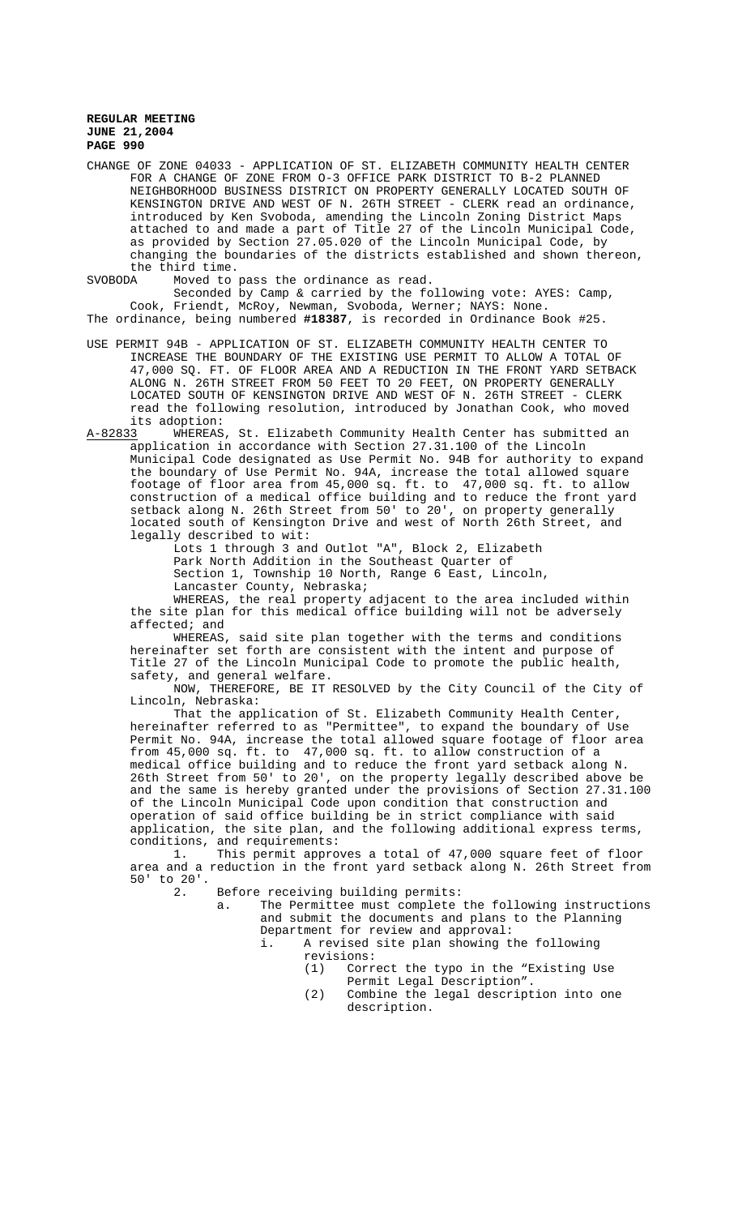CHANGE OF ZONE 04033 - APPLICATION OF ST. ELIZABETH COMMUNITY HEALTH CENTER FOR A CHANGE OF ZONE FROM O-3 OFFICE PARK DISTRICT TO B-2 PLANNED NEIGHBORHOOD BUSINESS DISTRICT ON PROPERTY GENERALLY LOCATED SOUTH OF KENSINGTON DRIVE AND WEST OF N. 26TH STREET - CLERK read an ordinance, introduced by Ken Svoboda, amending the Lincoln Zoning District Maps attached to and made a part of Title 27 of the Lincoln Municipal Code, as provided by Section 27.05.020 of the Lincoln Municipal Code, by changing the boundaries of the districts established and shown thereon, the third time.

SVOBODA Moved to pass the ordinance as read.

Seconded by Camp & carried by the following vote: AYES: Camp, Cook, Friendt, McRoy, Newman, Svoboda, Werner; NAYS: None.

The ordinance, being numbered **#18387**, is recorded in Ordinance Book #25.

USE PERMIT 94B - APPLICATION OF ST. ELIZABETH COMMUNITY HEALTH CENTER TO INCREASE THE BOUNDARY OF THE EXISTING USE PERMIT TO ALLOW A TOTAL OF 47,000 SQ. FT. OF FLOOR AREA AND A REDUCTION IN THE FRONT YARD SETBACK ALONG N. 26TH STREET FROM 50 FEET TO 20 FEET, ON PROPERTY GENERALLY LOCATED SOUTH OF KENSINGTON DRIVE AND WEST OF N. 26TH STREET - CLERK read the following resolution, introduced by Jonathan Cook, who moved its adoption:

A-82833 WHEREAS, St. Elizabeth Community Health Center has submitted an application in accordance with Section 27.31.100 of the Lincoln Municipal Code designated as Use Permit No. 94B for authority to expand the boundary of Use Permit No. 94A, increase the total allowed square footage of floor area from 45,000 sq. ft. to 47,000 sq. ft. to allow construction of a medical office building and to reduce the front yard setback along N. 26th Street from 50' to 20', on property generally located south of Kensington Drive and west of North 26th Street, and legally described to wit:

Lots 1 through 3 and Outlot "A", Block 2, Elizabeth Park North Addition in the Southeast Quarter of Section 1, Township 10 North, Range 6 East, Lincoln, Lancaster County, Nebraska;

WHEREAS, the real property adjacent to the area included within the site plan for this medical office building will not be adversely affected; and

WHEREAS, said site plan together with the terms and conditions hereinafter set forth are consistent with the intent and purpose of Title 27 of the Lincoln Municipal Code to promote the public health, safety, and general welfare.

NOW, THEREFORE, BE IT RESOLVED by the City Council of the City of Lincoln, Nebraska:

That the application of St. Elizabeth Community Health Center, hereinafter referred to as "Permittee", to expand the boundary of Use Permit No. 94A, increase the total allowed square footage of floor area from 45,000 sq. ft. to 47,000 sq. ft. to allow construction of a medical office building and to reduce the front yard setback along N. 26th Street from 50' to 20', on the property legally described above be and the same is hereby granted under the provisions of Section 27.31.100 of the Lincoln Municipal Code upon condition that construction and operation of said office building be in strict compliance with said application, the site plan, and the following additional express terms, conditions, and requirements:

1. This permit approves a total of 47,000 square feet of floor area and a reduction in the front yard setback along N. 26th Street from 50' to 20'.

2. Before receiving building permits:

   a. The Permittee must complete the following instructions and submit the documents and plans to the Planning Department for review and approval:

      i. A revised site plan showing the following revisions:

         (1) Correct the typo in the "Existing Use Permit Legal Description".

         (2) Combine the legal description into one description.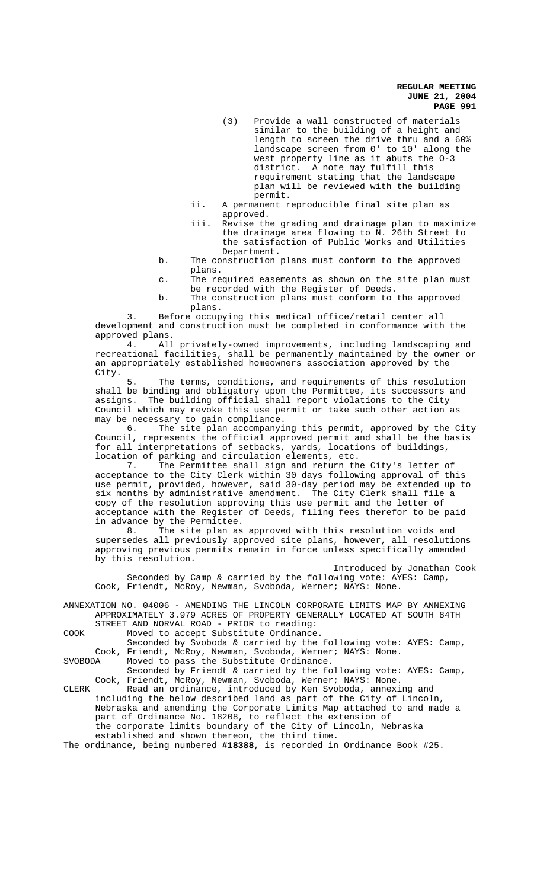(3) Provide a wall constructed of materials similar to the building of a height and length to screen the drive thru and a 60% landscape screen from 0' to 10' along the west property line as it abuts the O-3 district. A note may fulfill this requirement stating that the landscape plan will be reviewed with the building permit.

ii. A permanent reproducible final site plan as approved.

iii. Revise the grading and drainage plan to maximize the drainage area flowing to N. 26th Street to the satisfaction of Public Works and Utilities Department.

b. The construction plans must conform to the approved plans.

c. The required easements as shown on the site plan must be recorded with the Register of Deeds.

b. The construction plans must conform to the approved plans.

3. Before occupying this medical office/retail center all development and construction must be completed in conformance with the approved plans.

4. All privately-owned improvements, including landscaping and recreational facilities, shall be permanently maintained by the owner or an appropriately established homeowners association approved by the City.

5. The terms, conditions, and requirements of this resolution shall be binding and obligatory upon the Permittee, its successors and assigns. The building official shall report violations to the City Council which may revoke this use permit or take such other action as may be necessary to gain compliance.

6. The site plan accompanying this permit, approved by the City Council, represents the official approved permit and shall be the basis for all interpretations of setbacks, yards, locations of buildings, location of parking and circulation elements, etc.

7. The Permittee shall sign and return the City's letter of acceptance to the City Clerk within 30 days following approval of this use permit, provided, however, said 30-day period may be extended up to six months by administrative amendment. The City Clerk shall file a copy of the resolution approving this use permit and the letter of acceptance with the Register of Deeds, filing fees therefor to be paid in advance by the Permittee.

8. The site plan as approved with this resolution voids and supersedes all previously approved site plans, however, all resolutions approving previous permits remain in force unless specifically amended by this resolution.

Introduced by Jonathan Cook

Seconded by Camp & carried by the following vote: AYES: Camp, Cook, Friendt, McRoy, Newman, Svoboda, Werner; NAYS: None.

ANNEXATION NO. 04006 - AMENDING THE LINCOLN CORPORATE LIMITS MAP BY ANNEXING APPROXIMATELY 3.979 ACRES OF PROPERTY GENERALLY LOCATED AT SOUTH 84TH STREET AND NORVAL ROAD - PRIOR to reading:

COOK Moved to accept Substitute Ordinance.

Seconded by Svoboda & carried by the following vote: AYES: Camp, Cook, Friendt, McRoy, Newman, Svoboda, Werner; NAYS: None.

SVOBODA Moved to pass the Substitute Ordinance.

Seconded by Friendt & carried by the following vote: AYES: Camp, Cook, Friendt, McRoy, Newman, Svoboda, Werner; NAYS: None.

CLERK Read an ordinance, introduced by Ken Svoboda, annexing and including the below described land as part of the City of Lincoln, Nebraska and amending the Corporate Limits Map attached to and made a part of Ordinance No. 18208, to reflect the extension of the corporate limits boundary of the City of Lincoln, Nebraska established and shown thereon, the third time.

The ordinance, being numbered **#18388**, is recorded in Ordinance Book #25.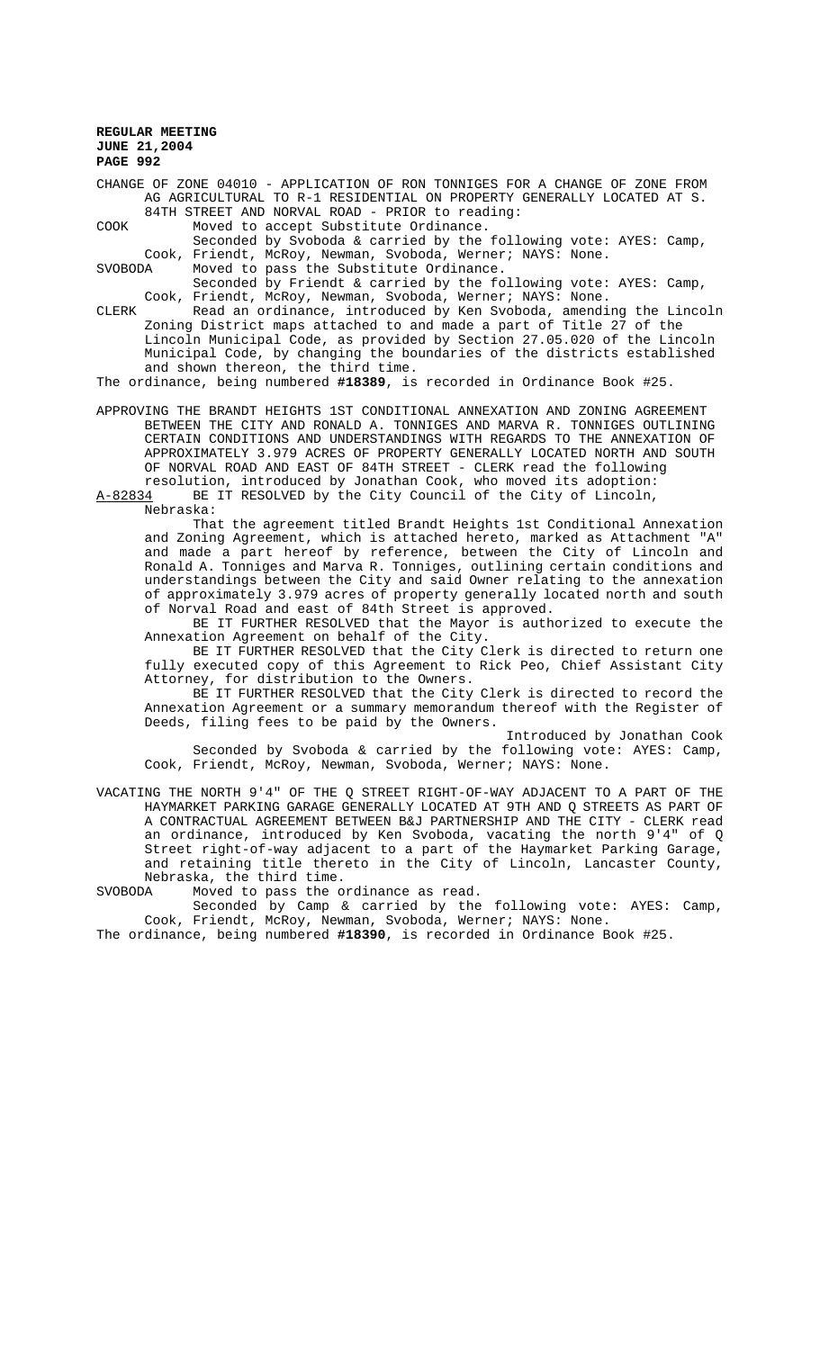CHANGE OF ZONE 04010 - APPLICATION OF RON TONNIGES FOR A CHANGE OF ZONE FROM AG AGRICULTURAL TO R-1 RESIDENTIAL ON PROPERTY GENERALLY LOCATED AT S. 84TH STREET AND NORVAL ROAD - PRIOR to reading:

COOK Moved to accept Substitute Ordinance.

Seconded by Svoboda & carried by the following vote: AYES: Camp, Cook, Friendt, McRoy, Newman, Svoboda, Werner; NAYS: None.

SVOBODA Moved to pass the Substitute Ordinance.

Seconded by Friendt & carried by the following vote: AYES: Camp, Cook, Friendt, McRoy, Newman, Svoboda, Werner; NAYS: None.

CLERK Read an ordinance, introduced by Ken Svoboda, amending the Lincoln Zoning District maps attached to and made a part of Title 27 of the Lincoln Municipal Code, as provided by Section 27.05.020 of the Lincoln Municipal Code, by changing the boundaries of the districts established and shown thereon, the third time.

The ordinance, being numbered **#18389**, is recorded in Ordinance Book #25.

APPROVING THE BRANDT HEIGHTS 1ST CONDITIONAL ANNEXATION AND ZONING AGREEMENT BETWEEN THE CITY AND RONALD A. TONNIGES AND MARVA R. TONNIGES OUTLINING CERTAIN CONDITIONS AND UNDERSTANDINGS WITH REGARDS TO THE ANNEXATION OF APPROXIMATELY 3.979 ACRES OF PROPERTY GENERALLY LOCATED NORTH AND SOUTH OF NORVAL ROAD AND EAST OF 84TH STREET - CLERK read the following resolution, introduced by Jonathan Cook, who moved its adoption:

A-82834 BE IT RESOLVED by the City Council of the City of Lincoln, Nebraska:

That the agreement titled Brandt Heights 1st Conditional Annexation and Zoning Agreement, which is attached hereto, marked as Attachment "A" and made a part hereof by reference, between the City of Lincoln and Ronald A. Tonniges and Marva R. Tonniges, outlining certain conditions and understandings between the City and said Owner relating to the annexation of approximately 3.979 acres of property generally located north and south of Norval Road and east of 84th Street is approved.

BE IT FURTHER RESOLVED that the Mayor is authorized to execute the Annexation Agreement on behalf of the City.

BE IT FURTHER RESOLVED that the City Clerk is directed to return one fully executed copy of this Agreement to Rick Peo, Chief Assistant City Attorney, for distribution to the Owners.

BE IT FURTHER RESOLVED that the City Clerk is directed to record the Annexation Agreement or a summary memorandum thereof with the Register of Deeds, filing fees to be paid by the Owners.

Introduced by Jonathan Cook

Seconded by Svoboda & carried by the following vote: AYES: Camp, Cook, Friendt, McRoy, Newman, Svoboda, Werner; NAYS: None.

VACATING THE NORTH 9'4" OF THE Q STREET RIGHT-OF-WAY ADJACENT TO A PART OF THE HAYMARKET PARKING GARAGE GENERALLY LOCATED AT 9TH AND Q STREETS AS PART OF A CONTRACTUAL AGREEMENT BETWEEN B&J PARTNERSHIP AND THE CITY - CLERK read an ordinance, introduced by Ken Svoboda, vacating the north 9'4" of Q Street right-of-way adjacent to a part of the Haymarket Parking Garage, and retaining title thereto in the City of Lincoln, Lancaster County, Nebraska, the third time.

SVOBODA Moved to pass the ordinance as read.

Seconded by Camp & carried by the following vote: AYES: Camp, Cook, Friendt, McRoy, Newman, Svoboda, Werner; NAYS: None.

The ordinance, being numbered **#18390**, is recorded in Ordinance Book #25.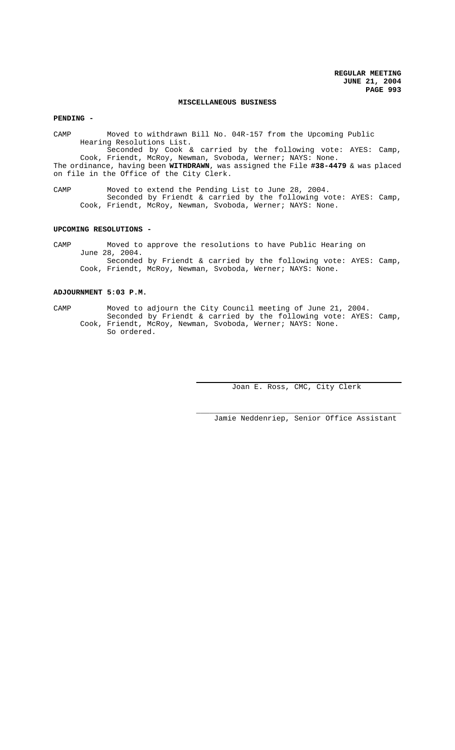**MISCELLANEOUS BUSINESS**

**PENDING -**

CAMP Moved to withdrawn Bill No. 04R-157 from the Upcoming Public Hearing Resolutions List.
Seconded by Cook & carried by the following vote: AYES: Camp, Cook, Friendt, McRoy, Newman, Svoboda, Werner; NAYS: None.

The ordinance, having been **WITHDRAWN**, was assigned the File **#38-4479** & was placed on file in the Office of the City Clerk.

CAMP Moved to extend the Pending List to June 28, 2004.
Seconded by Friendt & carried by the following vote: AYES: Camp, Cook, Friendt, McRoy, Newman, Svoboda, Werner; NAYS: None.

**UPCOMING RESOLUTIONS -**

CAMP Moved to approve the resolutions to have Public Hearing on June 28, 2004.
Seconded by Friendt & carried by the following vote: AYES: Camp, Cook, Friendt, McRoy, Newman, Svoboda, Werner; NAYS: None.

**ADJOURNMENT 5:03 P.M.**

CAMP Moved to adjourn the City Council meeting of June 21, 2004.
Seconded by Friendt & carried by the following vote: AYES: Camp, Cook, Friendt, McRoy, Newman, Svoboda, Werner; NAYS: None.
So ordered.

Joan E. Ross, CMC, City Clerk

Jamie Neddenriep, Senior Office Assistant